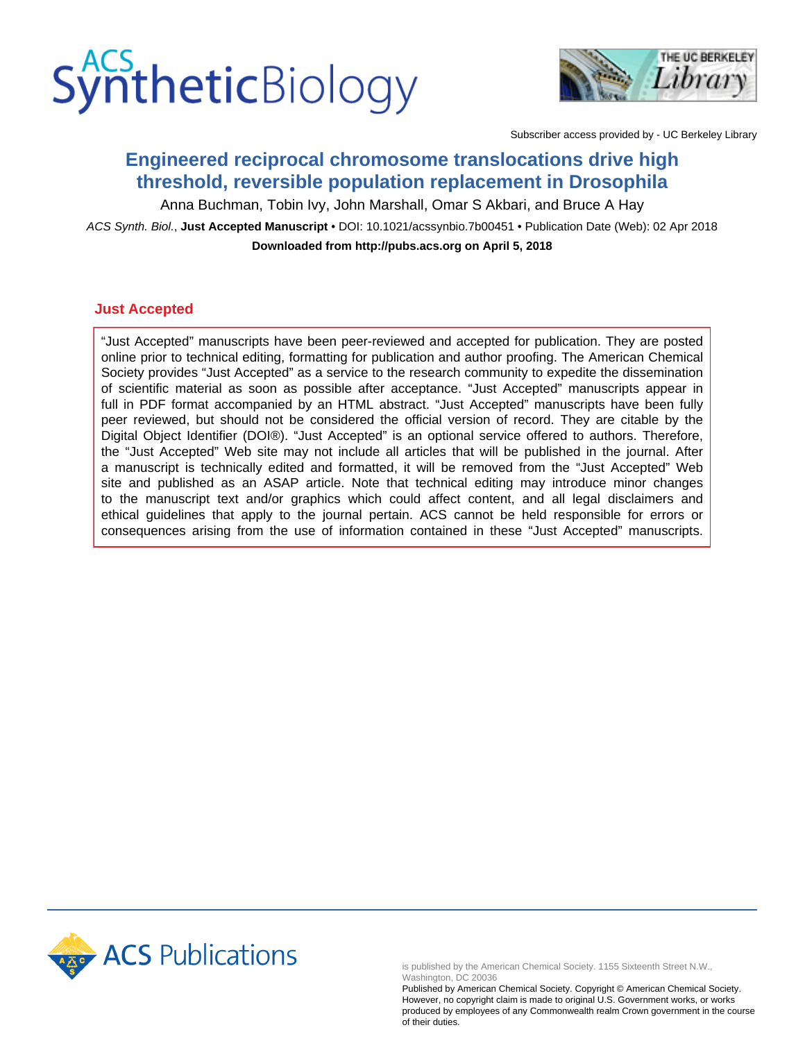# Engineered reciprocal chromosome translocations drive high threshold, reversible population replacement in Drosophila

Anna Buchman, Tobin Ivy, John Marshall, Omar S Akbari, and Bruce A Hay

*ACS Synth. Biol.*, **Just Accepted Manuscript** • DOI: 10.1021/acssynbio.7b00451 • Publication Date (Web): 02 Apr 2018

**Downloaded from http://pubs.acs.org on April 5, 2018**

## Just Accepted

"Just Accepted" manuscripts have been peer-reviewed and accepted for publication. They are posted online prior to technical editing, formatting for publication and author proofing. The American Chemical Society provides "Just Accepted" as a service to the research community to expedite the dissemination of scientific material as soon as possible after acceptance. "Just Accepted" manuscripts appear in full in PDF format accompanied by an HTML abstract. "Just Accepted" manuscripts have been fully peer reviewed, but should not be considered the official version of record. They are citable by the Digital Object Identifier (DOI®). "Just Accepted" is an optional service offered to authors. Therefore, the "Just Accepted" Web site may not include all articles that will be published in the journal. After a manuscript is technically edited and formatted, it will be removed from the "Just Accepted" Web site and published as an ASAP article. Note that technical editing may introduce minor changes to the manuscript text and/or graphics which could affect content, and all legal disclaimers and ethical guidelines that apply to the journal pertain. ACS cannot be held responsible for errors or consequences arising from the use of information contained in these "Just Accepted" manuscripts.

is published by the American Chemical Society. 1155 Sixteenth Street N.W., Washington, DC 20036

Published by American Chemical Society. Copyright © American Chemical Society. However, no copyright claim is made to original U.S. Government works, or works produced by employees of any Commonwealth realm Crown government in the course of their duties.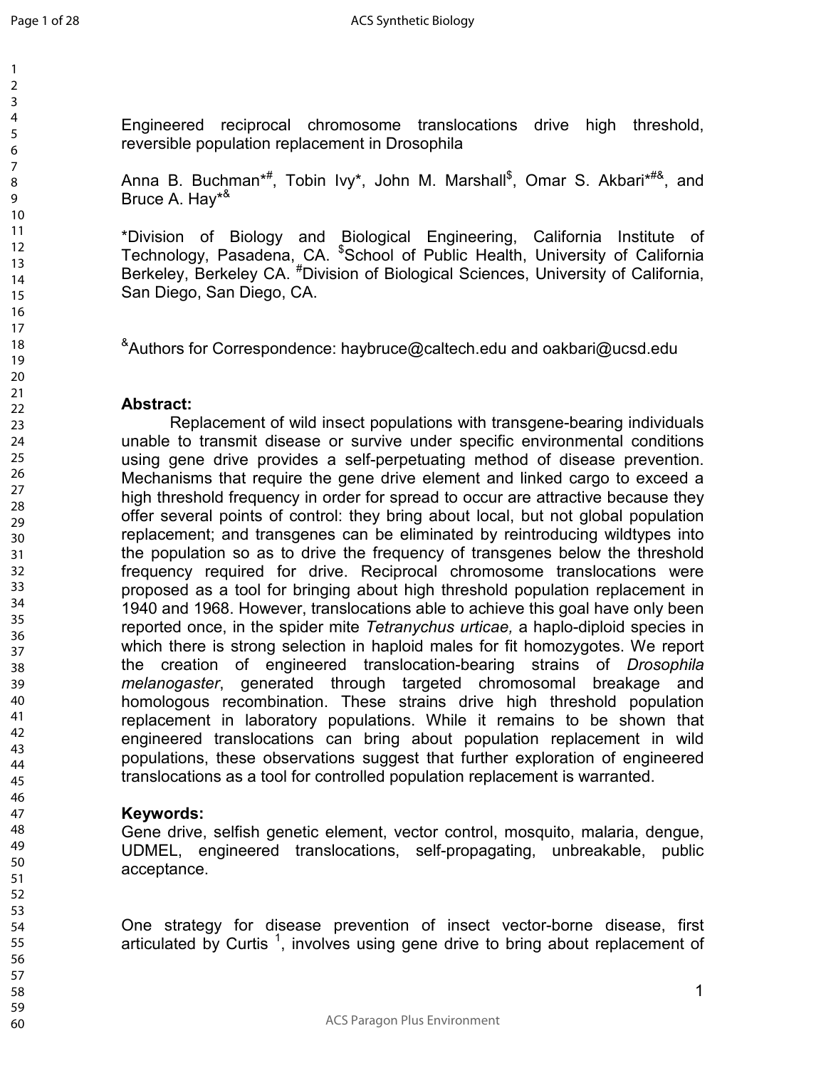# Engineered reciprocal chromosome translocations drive high threshold, reversible population replacement in Drosophila

Anna B. Buchman*#, Tobin Ivy*, John M. Marshall$, Omar S. Akbari*#&, and Bruce A. Hay*&

*Division of Biology and Biological Engineering, California Institute of Technology, Pasadena, CA. $School of Public Health, University of California Berkeley, Berkeley CA. #Division of Biological Sciences, University of California, San Diego, San Diego, CA.

&Authors for Correspondence: haybruce@caltech.edu and oakbari@ucsd.edu

**Abstract:**

Replacement of wild insect populations with transgene-bearing individuals unable to transmit disease or survive under specific environmental conditions using gene drive provides a self-perpetuating method of disease prevention. Mechanisms that require the gene drive element and linked cargo to exceed a high threshold frequency in order for spread to occur are attractive because they offer several points of control: they bring about local, but not global population replacement; and transgenes can be eliminated by reintroducing wildtypes into the population so as to drive the frequency of transgenes below the threshold frequency required for drive. Reciprocal chromosome translocations were proposed as a tool for bringing about high threshold population replacement in 1940 and 1968. However, translocations able to achieve this goal have only been reported once, in the spider mite *Tetranychus urticae,* a haplo-diploid species in which there is strong selection in haploid males for fit homozygotes. We report the creation of engineered translocation-bearing strains of *Drosophila melanogaster*, generated through targeted chromosomal breakage and homologous recombination. These strains drive high threshold population replacement in laboratory populations. While it remains to be shown that engineered translocations can bring about population replacement in wild populations, these observations suggest that further exploration of engineered translocations as a tool for controlled population replacement is warranted.

**Keywords:**

Gene drive, selfish genetic element, vector control, mosquito, malaria, dengue, UDMEL, engineered translocations, self-propagating, unbreakable, public acceptance.

One strategy for disease prevention of insect vector-borne disease, first articulated by Curtis [1], involves using gene drive to bring about replacement of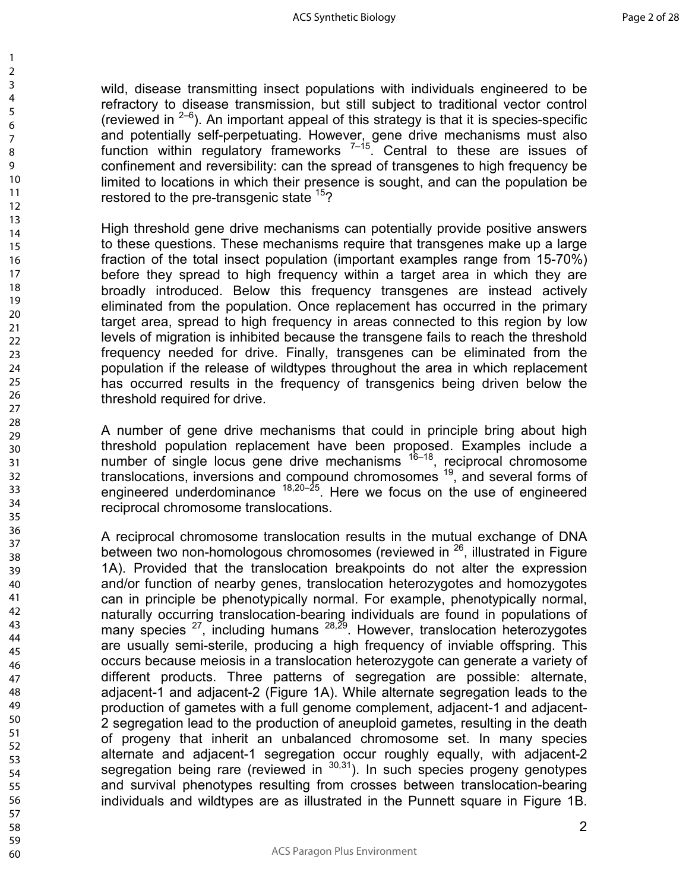wild, disease transmitting insect populations with individuals engineered to be refractory to disease transmission, but still subject to traditional vector control (reviewed in [2–6]). An important appeal of this strategy is that it is species-specific and potentially self-perpetuating. However, gene drive mechanisms must also function within regulatory frameworks [7–15]. Central to these are issues of confinement and reversibility: can the spread of transgenes to high frequency be limited to locations in which their presence is sought, and can the population be restored to the pre-transgenic state [15]?

High threshold gene drive mechanisms can potentially provide positive answers to these questions. These mechanisms require that transgenes make up a large fraction of the total insect population (important examples range from 15-70%) before they spread to high frequency within a target area in which they are broadly introduced. Below this frequency transgenes are instead actively eliminated from the population. Once replacement has occurred in the primary target area, spread to high frequency in areas connected to this region by low levels of migration is inhibited because the transgene fails to reach the threshold frequency needed for drive. Finally, transgenes can be eliminated from the population if the release of wildtypes throughout the area in which replacement has occurred results in the frequency of transgenics being driven below the threshold required for drive.

A number of gene drive mechanisms that could in principle bring about high threshold population replacement have been proposed. Examples include a number of single locus gene drive mechanisms [16–18], reciprocal chromosome translocations, inversions and compound chromosomes [19], and several forms of engineered underdominance [18,20–25]. Here we focus on the use of engineered reciprocal chromosome translocations.

A reciprocal chromosome translocation results in the mutual exchange of DNA between two non-homologous chromosomes (reviewed in [26], illustrated in Figure 1A). Provided that the translocation breakpoints do not alter the expression and/or function of nearby genes, translocation heterozygotes and homozygotes can in principle be phenotypically normal. For example, phenotypically normal, naturally occurring translocation-bearing individuals are found in populations of many species [27], including humans [28,29]. However, translocation heterozygotes are usually semi-sterile, producing a high frequency of inviable offspring. This occurs because meiosis in a translocation heterozygote can generate a variety of different products. Three patterns of segregation are possible: alternate, adjacent-1 and adjacent-2 (Figure 1A). While alternate segregation leads to the production of gametes with a full genome complement, adjacent-1 and adjacent-2 segregation lead to the production of aneuploid gametes, resulting in the death of progeny that inherit an unbalanced chromosome set. In many species alternate and adjacent-1 segregation occur roughly equally, with adjacent-2 segregation being rare (reviewed in [30,31]). In such species progeny genotypes and survival phenotypes resulting from crosses between translocation-bearing individuals and wildtypes are as illustrated in the Punnett square in Figure 1B.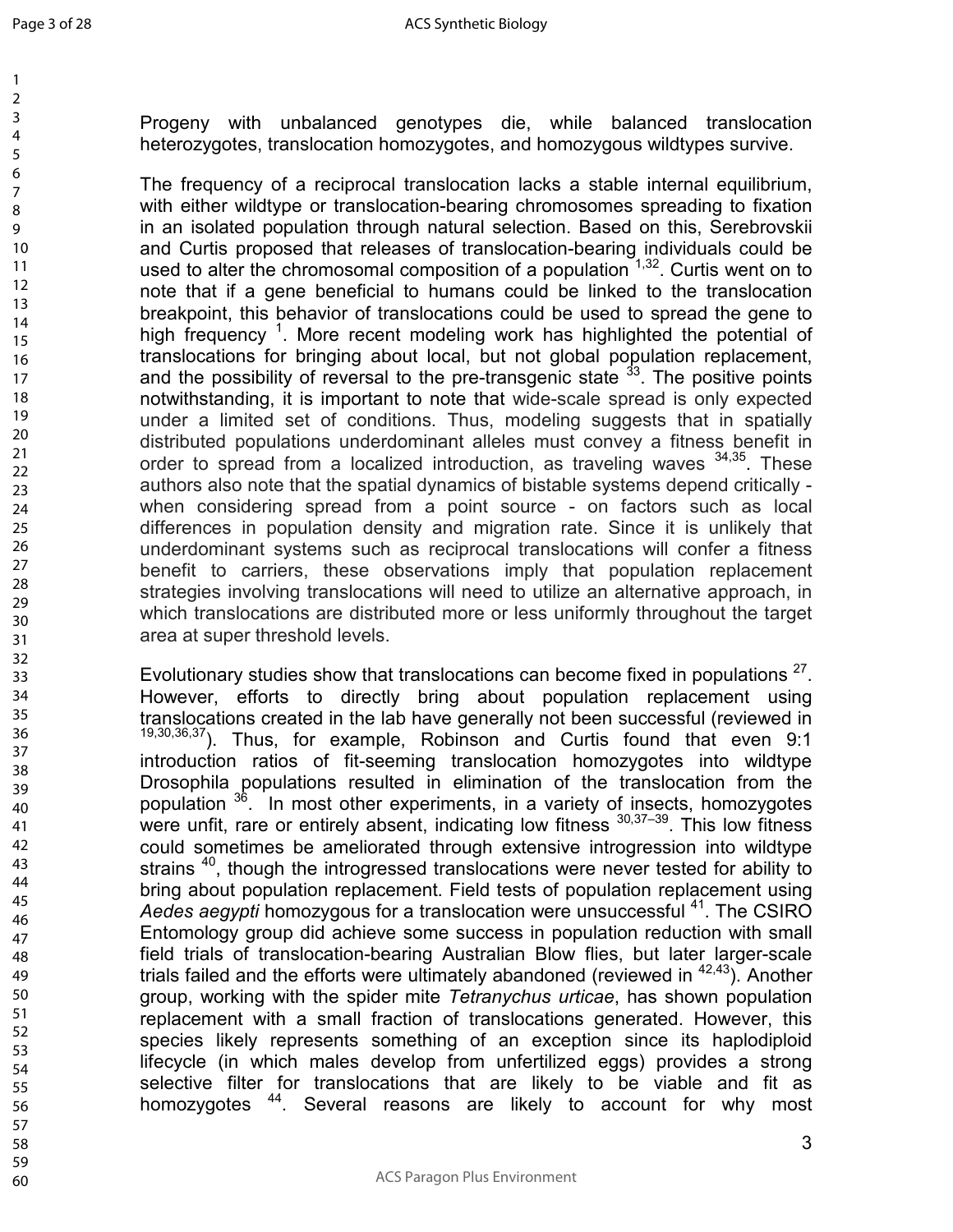Progeny with unbalanced genotypes die, while balanced translocation heterozygotes, translocation homozygotes, and homozygous wildtypes survive.

The frequency of a reciprocal translocation lacks a stable internal equilibrium, with either wildtype or translocation-bearing chromosomes spreading to fixation in an isolated population through natural selection. Based on this, Serebrovskii and Curtis proposed that releases of translocation-bearing individuals could be used to alter the chromosomal composition of a population [1,32]. Curtis went on to note that if a gene beneficial to humans could be linked to the translocation breakpoint, this behavior of translocations could be used to spread the gene to high frequency [1]. More recent modeling work has highlighted the potential of translocations for bringing about local, but not global population replacement, and the possibility of reversal to the pre-transgenic state [33]. The positive points notwithstanding, it is important to note that wide-scale spread is only expected under a limited set of conditions. Thus, modeling suggests that in spatially distributed populations underdominant alleles must convey a fitness benefit in order to spread from a localized introduction, as traveling waves [34,35]. These authors also note that the spatial dynamics of bistable systems depend critically - when considering spread from a point source - on factors such as local differences in population density and migration rate. Since it is unlikely that underdominant systems such as reciprocal translocations will confer a fitness benefit to carriers, these observations imply that population replacement strategies involving translocations will need to utilize an alternative approach, in which translocations are distributed more or less uniformly throughout the target area at super threshold levels.

Evolutionary studies show that translocations can become fixed in populations [27]. However, efforts to directly bring about population replacement using translocations created in the lab have generally not been successful (reviewed in [19,30,36,37]). Thus, for example, Robinson and Curtis found that even 9:1 introduction ratios of fit-seeming translocation homozygotes into wildtype Drosophila populations resulted in elimination of the translocation from the population [36]. In most other experiments, in a variety of insects, homozygotes were unfit, rare or entirely absent, indicating low fitness [30,37–39]. This low fitness could sometimes be ameliorated through extensive introgression into wildtype strains [40], though the introgressed translocations were never tested for ability to bring about population replacement. Field tests of population replacement using *Aedes aegypti* homozygous for a translocation were unsuccessful [41]. The CSIRO Entomology group did achieve some success in population reduction with small field trials of translocation-bearing Australian Blow flies, but later larger-scale trials failed and the efforts were ultimately abandoned (reviewed in [42,43]). Another group, working with the spider mite *Tetranychus urticae*, has shown population replacement with a small fraction of translocations generated. However, this species likely represents something of an exception since its haplodiploid lifecycle (in which males develop from unfertilized eggs) provides a strong selective filter for translocations that are likely to be viable and fit as homozygotes [44]. Several reasons are likely to account for why most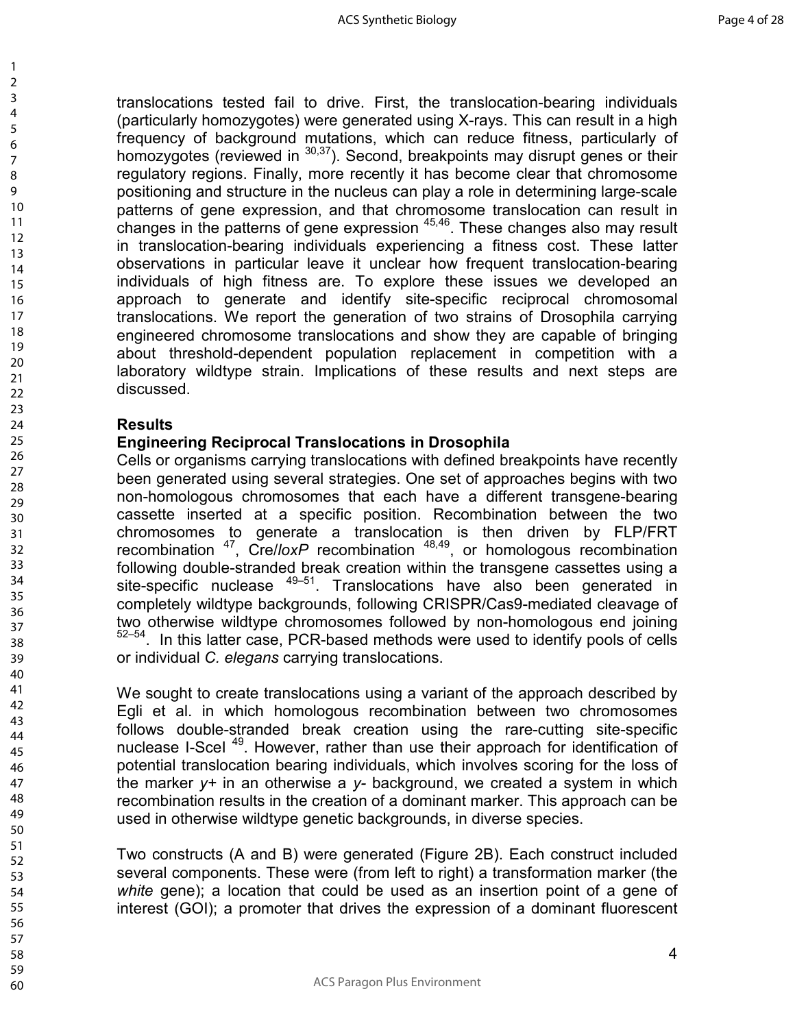translocations tested fail to drive. First, the translocation-bearing individuals (particularly homozygotes) were generated using X-rays. This can result in a high frequency of background mutations, which can reduce fitness, particularly of homozygotes (reviewed in [30,37]). Second, breakpoints may disrupt genes or their regulatory regions. Finally, more recently it has become clear that chromosome positioning and structure in the nucleus can play a role in determining large-scale patterns of gene expression, and that chromosome translocation can result in changes in the patterns of gene expression [45,46]. These changes also may result in translocation-bearing individuals experiencing a fitness cost. These latter observations in particular leave it unclear how frequent translocation-bearing individuals of high fitness are. To explore these issues we developed an approach to generate and identify site-specific reciprocal chromosomal translocations. We report the generation of two strains of Drosophila carrying engineered chromosome translocations and show they are capable of bringing about threshold-dependent population replacement in competition with a laboratory wildtype strain. Implications of these results and next steps are discussed.

## Results

### Engineering Reciprocal Translocations in Drosophila

Cells or organisms carrying translocations with defined breakpoints have recently been generated using several strategies. One set of approaches begins with two non-homologous chromosomes that each have a different transgene-bearing cassette inserted at a specific position. Recombination between the two chromosomes to generate a translocation is then driven by FLP/FRT recombination [47], Cre/*loxP* recombination [48,49], or homologous recombination following double-stranded break creation within the transgene cassettes using a site-specific nuclease [49–51]. Translocations have also been generated in completely wildtype backgrounds, following CRISPR/Cas9-mediated cleavage of two otherwise wildtype chromosomes followed by non-homologous end joining [52–54]. In this latter case, PCR-based methods were used to identify pools of cells or individual *C. elegans* carrying translocations.

We sought to create translocations using a variant of the approach described by Egli et al. in which homologous recombination between two chromosomes follows double-stranded break creation using the rare-cutting site-specific nuclease I-SceI [49]. However, rather than use their approach for identification of potential translocation bearing individuals, which involves scoring for the loss of the marker *y*+ in an otherwise a *y*- background, we created a system in which recombination results in the creation of a dominant marker. This approach can be used in otherwise wildtype genetic backgrounds, in diverse species.

Two constructs (A and B) were generated (Figure 2B). Each construct included several components. These were (from left to right) a transformation marker (the *white* gene); a location that could be used as an insertion point of a gene of interest (GOI); a promoter that drives the expression of a dominant fluorescent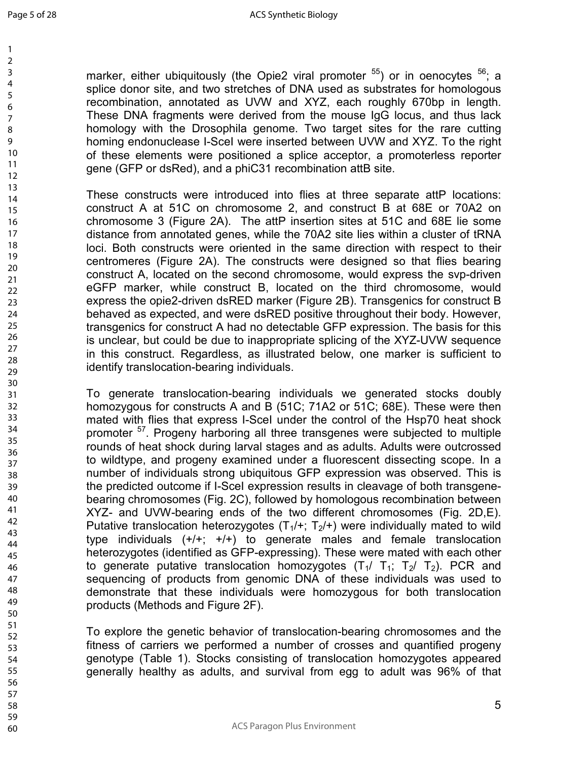marker, either ubiquitously (the Opie2 viral promoter [55]) or in oenocytes [56]; a splice donor site, and two stretches of DNA used as substrates for homologous recombination, annotated as UVW and XYZ, each roughly 670bp in length. These DNA fragments were derived from the mouse IgG locus, and thus lack homology with the Drosophila genome. Two target sites for the rare cutting homing endonuclease I-SceI were inserted between UVW and XYZ. To the right of these elements were positioned a splice acceptor, a promoterless reporter gene (GFP or dsRed), and a phiC31 recombination attB site.

These constructs were introduced into flies at three separate attP locations: construct A at 51C on chromosome 2, and construct B at 68E or 70A2 on chromosome 3 (Figure 2A). The attP insertion sites at 51C and 68E lie some distance from annotated genes, while the 70A2 site lies within a cluster of tRNA loci. Both constructs were oriented in the same direction with respect to their centromeres (Figure 2A). The constructs were designed so that flies bearing construct A, located on the second chromosome, would express the svp-driven eGFP marker, while construct B, located on the third chromosome, would express the opie2-driven dsRED marker (Figure 2B). Transgenics for construct B behaved as expected, and were dsRED positive throughout their body. However, transgenics for construct A had no detectable GFP expression. The basis for this is unclear, but could be due to inappropriate splicing of the XYZ-UVW sequence in this construct. Regardless, as illustrated below, one marker is sufficient to identify translocation-bearing individuals.

To generate translocation-bearing individuals we generated stocks doubly homozygous for constructs A and B (51C; 71A2 or 51C; 68E). These were then mated with flies that express I-SceI under the control of the Hsp70 heat shock promoter [57]. Progeny harboring all three transgenes were subjected to multiple rounds of heat shock during larval stages and as adults. Adults were outcrossed to wildtype, and progeny examined under a fluorescent dissecting scope. In a number of individuals strong ubiquitous GFP expression was observed. This is the predicted outcome if I-SceI expression results in cleavage of both transgene-bearing chromosomes (Fig. 2C), followed by homologous recombination between XYZ- and UVW-bearing ends of the two different chromosomes (Fig. 2D,E). Putative translocation heterozygotes ($T_1$/+; $T_2$/+) were individually mated to wild type individuals (+/+; +/+) to generate males and female translocation heterozygotes (identified as GFP-expressing). These were mated with each other to generate putative translocation homozygotes ($T_1$/ $T_1$; $T_2$/ $T_2$). PCR and sequencing of products from genomic DNA of these individuals was used to demonstrate that these individuals were homozygous for both translocation products (Methods and Figure 2F).

To explore the genetic behavior of translocation-bearing chromosomes and the fitness of carriers we performed a number of crosses and quantified progeny genotype (Table 1). Stocks consisting of translocation homozygotes appeared generally healthy as adults, and survival from egg to adult was 96% of that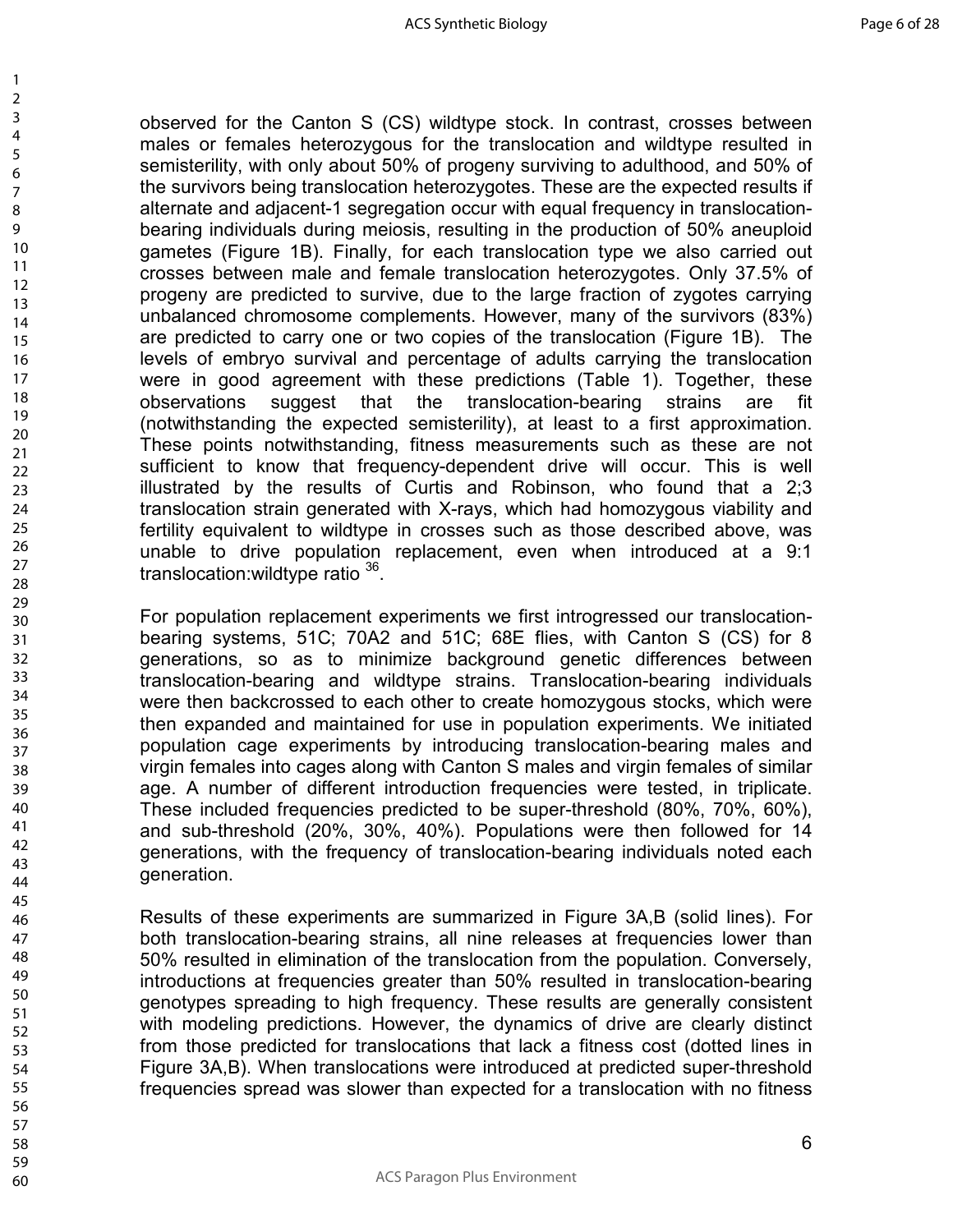observed for the Canton S (CS) wildtype stock. In contrast, crosses between males or females heterozygous for the translocation and wildtype resulted in semisterility, with only about 50% of progeny surviving to adulthood, and 50% of the survivors being translocation heterozygotes. These are the expected results if alternate and adjacent-1 segregation occur with equal frequency in translocation-bearing individuals during meiosis, resulting in the production of 50% aneuploid gametes (Figure 1B). Finally, for each translocation type we also carried out crosses between male and female translocation heterozygotes. Only 37.5% of progeny are predicted to survive, due to the large fraction of zygotes carrying unbalanced chromosome complements. However, many of the survivors (83%) are predicted to carry one or two copies of the translocation (Figure 1B). The levels of embryo survival and percentage of adults carrying the translocation were in good agreement with these predictions (Table 1). Together, these observations suggest that the translocation-bearing strains are fit (notwithstanding the expected semisterility), at least to a first approximation. These points notwithstanding, fitness measurements such as these are not sufficient to know that frequency-dependent drive will occur. This is well illustrated by the results of Curtis and Robinson, who found that a 2;3 translocation strain generated with X-rays, which had homozygous viability and fertility equivalent to wildtype in crosses such as those described above, was unable to drive population replacement, even when introduced at a 9:1 translocation:wildtype ratio [36].

For population replacement experiments we first introgressed our translocation-bearing systems, 51C; 70A2 and 51C; 68E flies, with Canton S (CS) for 8 generations, so as to minimize background genetic differences between translocation-bearing and wildtype strains. Translocation-bearing individuals were then backcrossed to each other to create homozygous stocks, which were then expanded and maintained for use in population experiments. We initiated population cage experiments by introducing translocation-bearing males and virgin females into cages along with Canton S males and virgin females of similar age. A number of different introduction frequencies were tested, in triplicate. These included frequencies predicted to be super-threshold (80%, 70%, 60%), and sub-threshold (20%, 30%, 40%). Populations were then followed for 14 generations, with the frequency of translocation-bearing individuals noted each generation.

Results of these experiments are summarized in Figure 3A,B (solid lines). For both translocation-bearing strains, all nine releases at frequencies lower than 50% resulted in elimination of the translocation from the population. Conversely, introductions at frequencies greater than 50% resulted in translocation-bearing genotypes spreading to high frequency. These results are generally consistent with modeling predictions. However, the dynamics of drive are clearly distinct from those predicted for translocations that lack a fitness cost (dotted lines in Figure 3A,B). When translocations were introduced at predicted super-threshold frequencies spread was slower than expected for a translocation with no fitness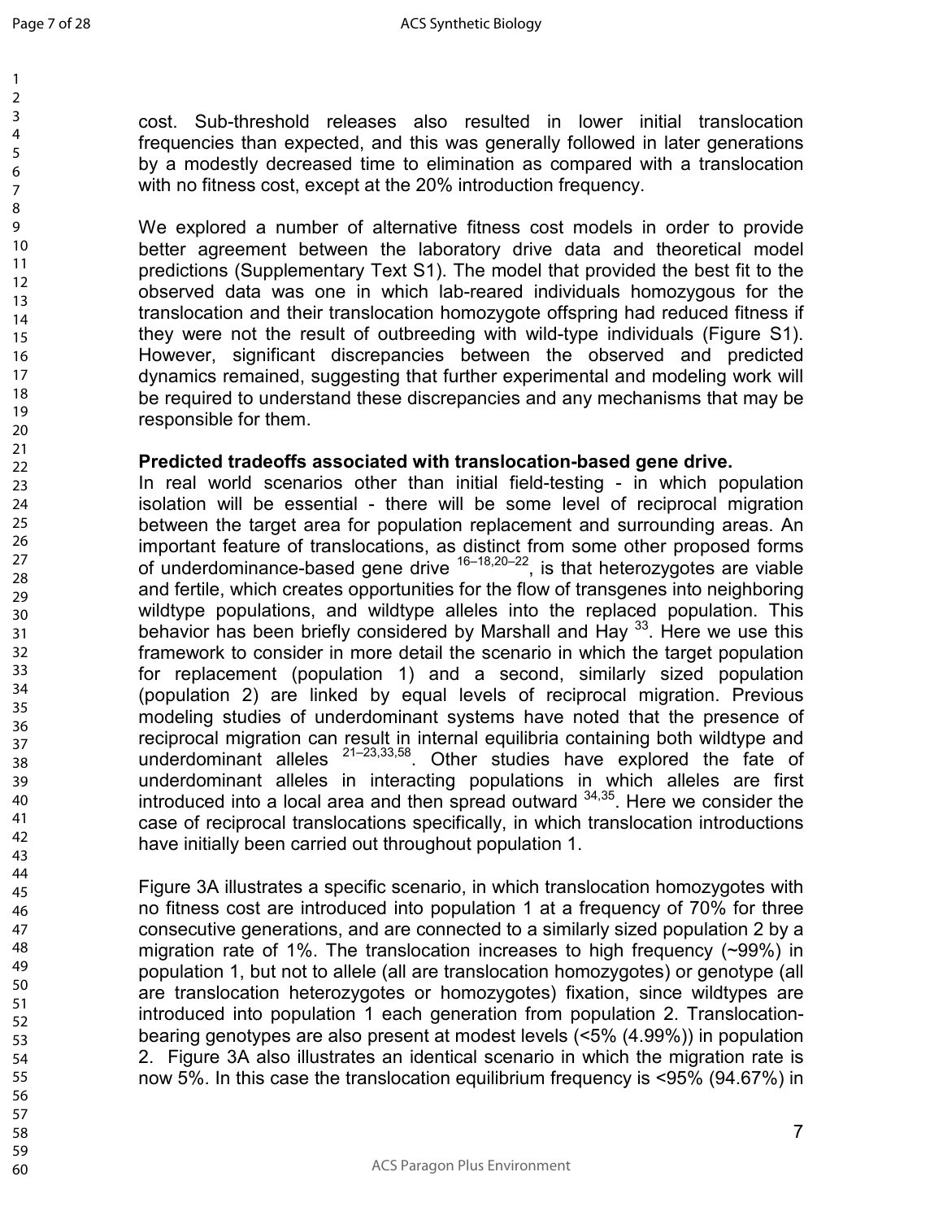cost. Sub-threshold releases also resulted in lower initial translocation frequencies than expected, and this was generally followed in later generations by a modestly decreased time to elimination as compared with a translocation with no fitness cost, except at the 20% introduction frequency.

We explored a number of alternative fitness cost models in order to provide better agreement between the laboratory drive data and theoretical model predictions (Supplementary Text S1). The model that provided the best fit to the observed data was one in which lab-reared individuals homozygous for the translocation and their translocation homozygote offspring had reduced fitness if they were not the result of outbreeding with wild-type individuals (Figure S1). However, significant discrepancies between the observed and predicted dynamics remained, suggesting that further experimental and modeling work will be required to understand these discrepancies and any mechanisms that may be responsible for them.

**Predicted tradeoffs associated with translocation-based gene drive.**

In real world scenarios other than initial field-testing - in which population isolation will be essential - there will be some level of reciprocal migration between the target area for population replacement and surrounding areas. An important feature of translocations, as distinct from some other proposed forms of underdominance-based gene drive [16–18,20–22], is that heterozygotes are viable and fertile, which creates opportunities for the flow of transgenes into neighboring wildtype populations, and wildtype alleles into the replaced population. This behavior has been briefly considered by Marshall and Hay [33]. Here we use this framework to consider in more detail the scenario in which the target population for replacement (population 1) and a second, similarly sized population (population 2) are linked by equal levels of reciprocal migration. Previous modeling studies of underdominant systems have noted that the presence of reciprocal migration can result in internal equilibria containing both wildtype and underdominant alleles [21–23,33,58]. Other studies have explored the fate of underdominant alleles in interacting populations in which alleles are first introduced into a local area and then spread outward [34,35]. Here we consider the case of reciprocal translocations specifically, in which translocation introductions have initially been carried out throughout population 1.

Figure 3A illustrates a specific scenario, in which translocation homozygotes with no fitness cost are introduced into population 1 at a frequency of 70% for three consecutive generations, and are connected to a similarly sized population 2 by a migration rate of 1%. The translocation increases to high frequency (~99%) in population 1, but not to allele (all are translocation homozygotes) or genotype (all are translocation heterozygotes or homozygotes) fixation, since wildtypes are introduced into population 1 each generation from population 2. Translocation-bearing genotypes are also present at modest levels (<5% (4.99%)) in population 2. Figure 3A also illustrates an identical scenario in which the migration rate is now 5%. In this case the translocation equilibrium frequency is <95% (94.67%) in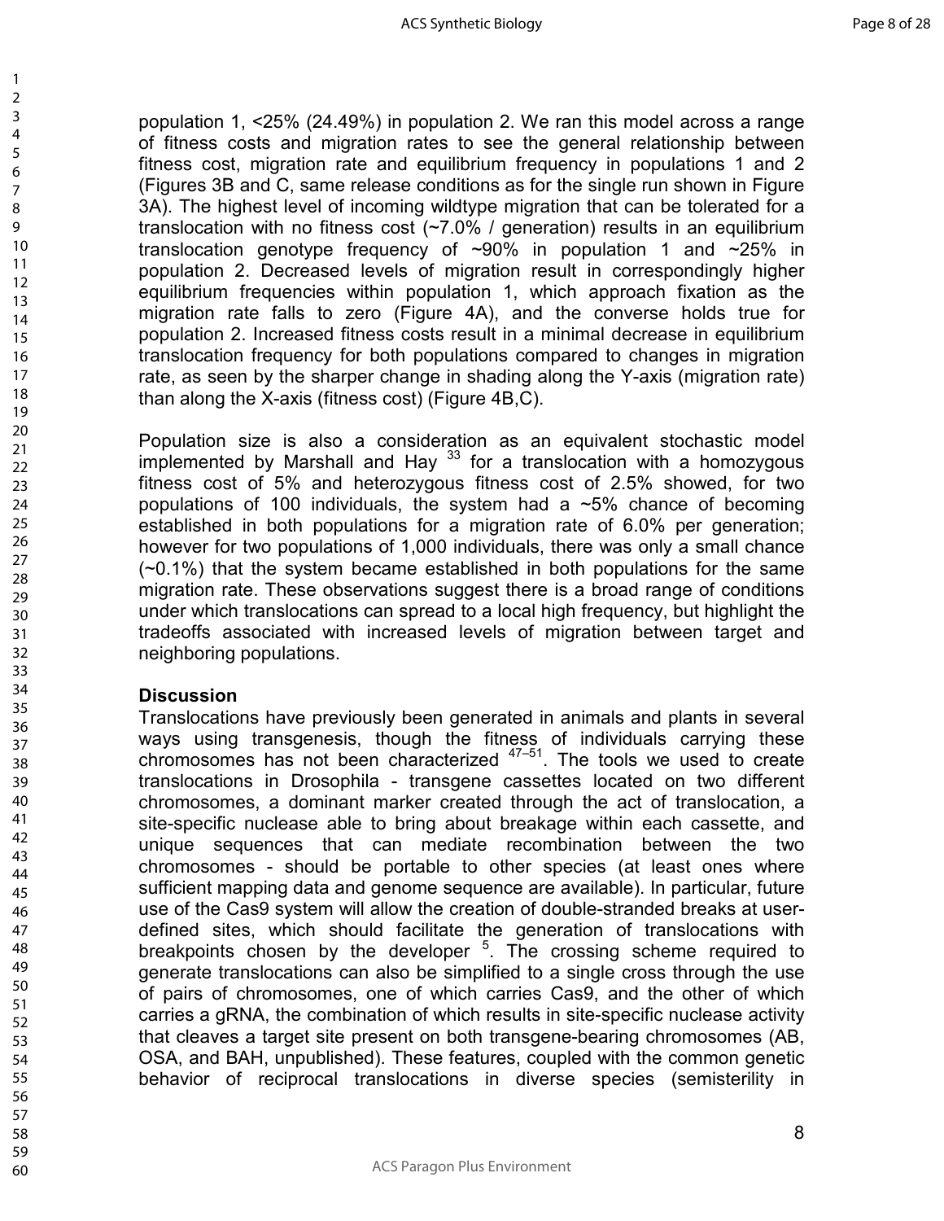population 1, <25% (24.49%) in population 2. We ran this model across a range of fitness costs and migration rates to see the general relationship between fitness cost, migration rate and equilibrium frequency in populations 1 and 2 (Figures 3B and C, same release conditions as for the single run shown in Figure 3A). The highest level of incoming wildtype migration that can be tolerated for a translocation with no fitness cost (~7.0% / generation) results in an equilibrium translocation genotype frequency of ~90% in population 1 and ~25% in population 2. Decreased levels of migration result in correspondingly higher equilibrium frequencies within population 1, which approach fixation as the migration rate falls to zero (Figure 4A), and the converse holds true for population 2. Increased fitness costs result in a minimal decrease in equilibrium translocation frequency for both populations compared to changes in migration rate, as seen by the sharper change in shading along the Y-axis (migration rate) than along the X-axis (fitness cost) (Figure 4B,C).

Population size is also a consideration as an equivalent stochastic model implemented by Marshall and Hay [33] for a translocation with a homozygous fitness cost of 5% and heterozygous fitness cost of 2.5% showed, for two populations of 100 individuals, the system had a ~5% chance of becoming established in both populations for a migration rate of 6.0% per generation; however for two populations of 1,000 individuals, there was only a small chance (~0.1%) that the system became established in both populations for the same migration rate. These observations suggest there is a broad range of conditions under which translocations can spread to a local high frequency, but highlight the tradeoffs associated with increased levels of migration between target and neighboring populations.

## Discussion

Translocations have previously been generated in animals and plants in several ways using transgenesis, though the fitness of individuals carrying these chromosomes has not been characterized [47–51]. The tools we used to create translocations in Drosophila - transgene cassettes located on two different chromosomes, a dominant marker created through the act of translocation, a site-specific nuclease able to bring about breakage within each cassette, and unique sequences that can mediate recombination between the two chromosomes - should be portable to other species (at least ones where sufficient mapping data and genome sequence are available). In particular, future use of the Cas9 system will allow the creation of double-stranded breaks at user-defined sites, which should facilitate the generation of translocations with breakpoints chosen by the developer [5]. The crossing scheme required to generate translocations can also be simplified to a single cross through the use of pairs of chromosomes, one of which carries Cas9, and the other of which carries a gRNA, the combination of which results in site-specific nuclease activity that cleaves a target site present on both transgene-bearing chromosomes (AB, OSA, and BAH, unpublished). These features, coupled with the common genetic behavior of reciprocal translocations in diverse species (semisterility in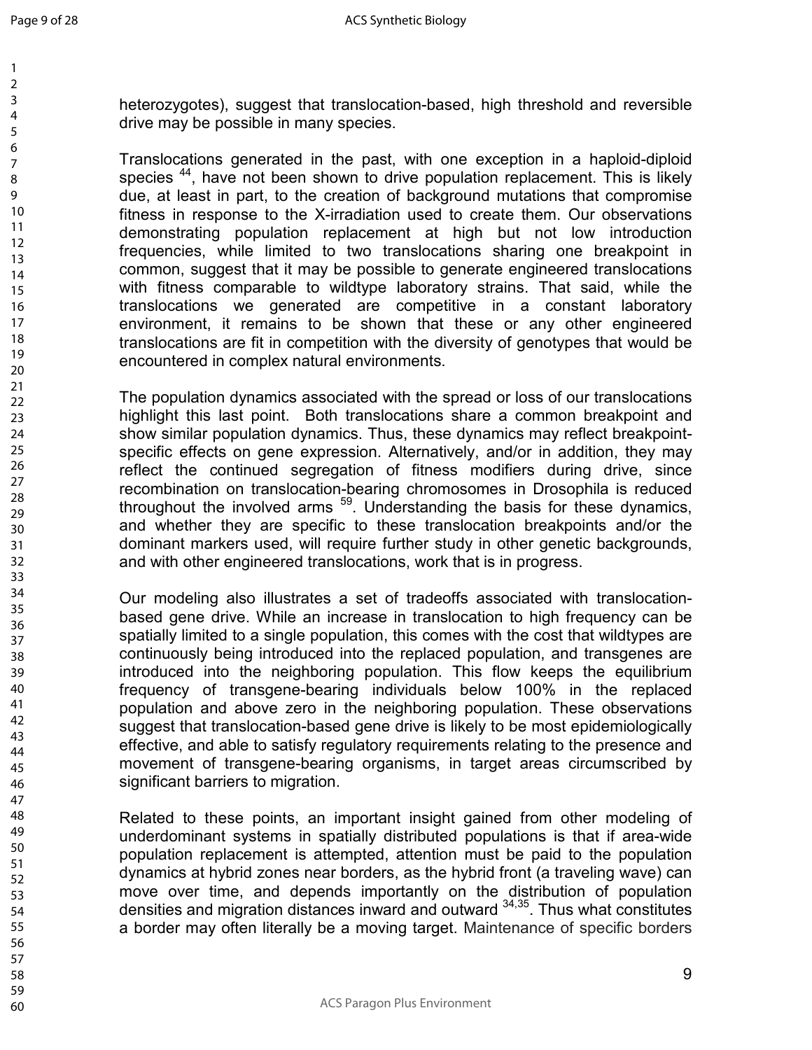heterozygotes), suggest that translocation-based, high threshold and reversible drive may be possible in many species.

Translocations generated in the past, with one exception in a haploid-diploid species [44], have not been shown to drive population replacement. This is likely due, at least in part, to the creation of background mutations that compromise fitness in response to the X-irradiation used to create them. Our observations demonstrating population replacement at high but not low introduction frequencies, while limited to two translocations sharing one breakpoint in common, suggest that it may be possible to generate engineered translocations with fitness comparable to wildtype laboratory strains. That said, while the translocations we generated are competitive in a constant laboratory environment, it remains to be shown that these or any other engineered translocations are fit in competition with the diversity of genotypes that would be encountered in complex natural environments.

The population dynamics associated with the spread or loss of our translocations highlight this last point. Both translocations share a common breakpoint and show similar population dynamics. Thus, these dynamics may reflect breakpoint-specific effects on gene expression. Alternatively, and/or in addition, they may reflect the continued segregation of fitness modifiers during drive, since recombination on translocation-bearing chromosomes in Drosophila is reduced throughout the involved arms [59]. Understanding the basis for these dynamics, and whether they are specific to these translocation breakpoints and/or the dominant markers used, will require further study in other genetic backgrounds, and with other engineered translocations, work that is in progress.

Our modeling also illustrates a set of tradeoffs associated with translocation-based gene drive. While an increase in translocation to high frequency can be spatially limited to a single population, this comes with the cost that wildtypes are continuously being introduced into the replaced population, and transgenes are introduced into the neighboring population. This flow keeps the equilibrium frequency of transgene-bearing individuals below 100% in the replaced population and above zero in the neighboring population. These observations suggest that translocation-based gene drive is likely to be most epidemiologically effective, and able to satisfy regulatory requirements relating to the presence and movement of transgene-bearing organisms, in target areas circumscribed by significant barriers to migration.

Related to these points, an important insight gained from other modeling of underdominant systems in spatially distributed populations is that if area-wide population replacement is attempted, attention must be paid to the population dynamics at hybrid zones near borders, as the hybrid front (a traveling wave) can move over time, and depends importantly on the distribution of population densities and migration distances inward and outward [34,35]. Thus what constitutes a border may often literally be a moving target. Maintenance of specific borders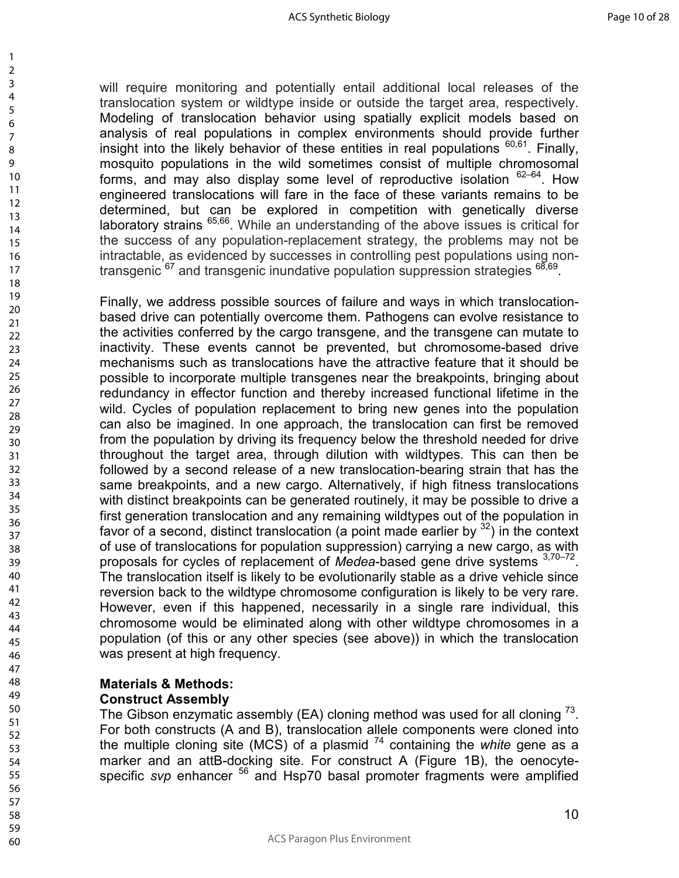will require monitoring and potentially entail additional local releases of the translocation system or wildtype inside or outside the target area, respectively. Modeling of translocation behavior using spatially explicit models based on analysis of real populations in complex environments should provide further insight into the likely behavior of these entities in real populations [60,61]. Finally, mosquito populations in the wild sometimes consist of multiple chromosomal forms, and may also display some level of reproductive isolation [62–64]. How engineered translocations will fare in the face of these variants remains to be determined, but can be explored in competition with genetically diverse laboratory strains [65,66]. While an understanding of the above issues is critical for the success of any population-replacement strategy, the problems may not be intractable, as evidenced by successes in controlling pest populations using non-transgenic [67] and transgenic inundative population suppression strategies [68,69].

Finally, we address possible sources of failure and ways in which translocation-based drive can potentially overcome them. Pathogens can evolve resistance to the activities conferred by the cargo transgene, and the transgene can mutate to inactivity. These events cannot be prevented, but chromosome-based drive mechanisms such as translocations have the attractive feature that it should be possible to incorporate multiple transgenes near the breakpoints, bringing about redundancy in effector function and thereby increased functional lifetime in the wild. Cycles of population replacement to bring new genes into the population can also be imagined. In one approach, the translocation can first be removed from the population by driving its frequency below the threshold needed for drive throughout the target area, through dilution with wildtypes. This can then be followed by a second release of a new translocation-bearing strain that has the same breakpoints, and a new cargo. Alternatively, if high fitness translocations with distinct breakpoints can be generated routinely, it may be possible to drive a first generation translocation and any remaining wildtypes out of the population in favor of a second, distinct translocation (a point made earlier by [32]) in the context of use of translocations for population suppression) carrying a new cargo, as with proposals for cycles of replacement of *Medea*-based gene drive systems [3,70–72]. The translocation itself is likely to be evolutionarily stable as a drive vehicle since reversion back to the wildtype chromosome configuration is likely to be very rare. However, even if this happened, necessarily in a single rare individual, this chromosome would be eliminated along with other wildtype chromosomes in a population (of this or any other species (see above)) in which the translocation was present at high frequency.

## Materials & Methods:

### Construct Assembly

The Gibson enzymatic assembly (EA) cloning method was used for all cloning [73]. For both constructs (A and B), translocation allele components were cloned into the multiple cloning site (MCS) of a plasmid [74] containing the *white* gene as a marker and an attB-docking site. For construct A (Figure 1B), the oenocyte-specific *svp* enhancer [56] and Hsp70 basal promoter fragments were amplified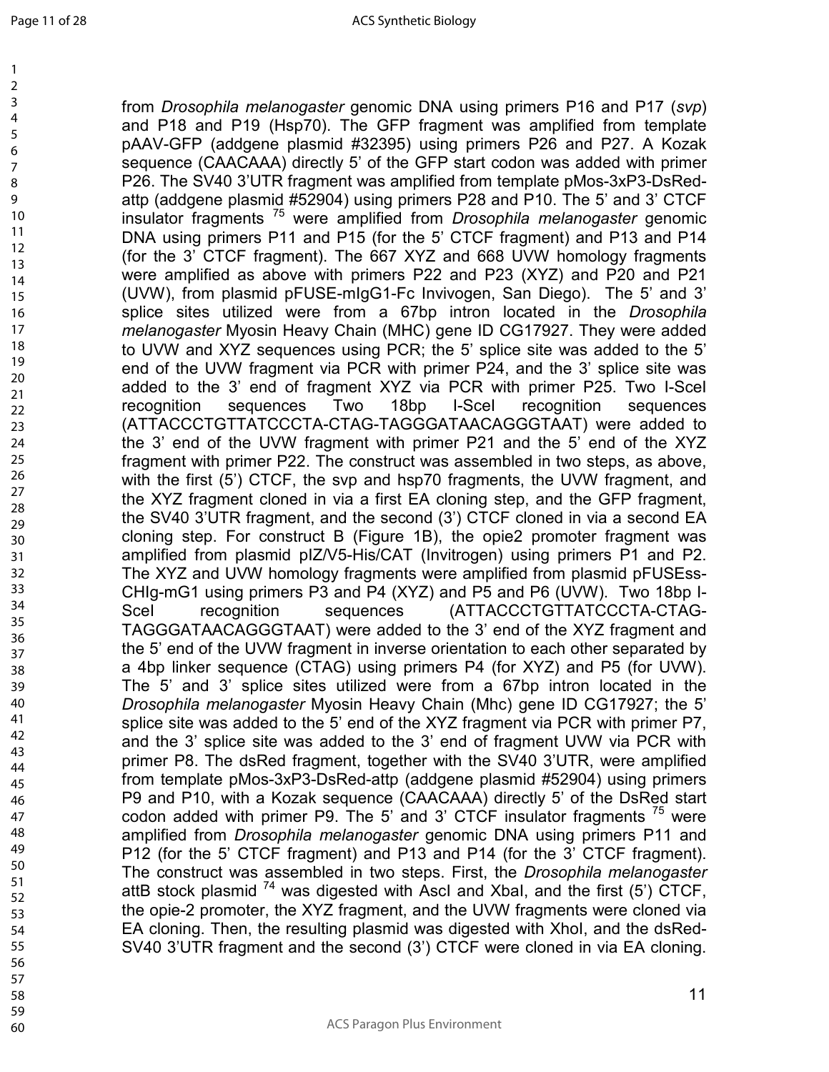from *Drosophila melanogaster* genomic DNA using primers P16 and P17 (*svp*) and P18 and P19 (Hsp70). The GFP fragment was amplified from template pAAV-GFP (addgene plasmid #32395) using primers P26 and P27. A Kozak sequence (CAACAAA) directly 5' of the GFP start codon was added with primer P26. The SV40 3'UTR fragment was amplified from template pMos-3xP3-DsRed-attp (addgene plasmid #52904) using primers P28 and P10. The 5' and 3' CTCF insulator fragments [75] were amplified from *Drosophila melanogaster* genomic DNA using primers P11 and P15 (for the 5' CTCF fragment) and P13 and P14 (for the 3' CTCF fragment). The 667 XYZ and 668 UVW homology fragments were amplified as above with primers P22 and P23 (XYZ) and P20 and P21 (UVW), from plasmid pFUSE-mIgG1-Fc Invivogen, San Diego). The 5' and 3' splice sites utilized were from a 67bp intron located in the *Drosophila melanogaster* Myosin Heavy Chain (MHC) gene ID CG17927. They were added to UVW and XYZ sequences using PCR; the 5' splice site was added to the 5' end of the UVW fragment via PCR with primer P24, and the 3' splice site was added to the 3' end of fragment XYZ via PCR with primer P25. Two I-SceI recognition sequences Two 18bp I-SceI recognition sequences (ATTACCCTGTTATCCCTA-CTAG-TAGGGATAACAGGGTAAT) were added to the 3' end of the UVW fragment with primer P21 and the 5' end of the XYZ fragment with primer P22. The construct was assembled in two steps, as above, with the first (5') CTCF, the svp and hsp70 fragments, the UVW fragment, and the XYZ fragment cloned in via a first EA cloning step, and the GFP fragment, the SV40 3'UTR fragment, and the second (3') CTCF cloned in via a second EA cloning step. For construct B (Figure 1B), the opie2 promoter fragment was amplified from plasmid pIZ/V5-His/CAT (Invitrogen) using primers P1 and P2. The XYZ and UVW homology fragments were amplified from plasmid pFUSEss-CHIg-mG1 using primers P3 and P4 (XYZ) and P5 and P6 (UVW). Two 18bp I-SceI recognition sequences (ATTACCCTGTTATCCCTA-CTAG-TAGGGATAACAGGGTAAT) were added to the 3' end of the XYZ fragment and the 5' end of the UVW fragment in inverse orientation to each other separated by a 4bp linker sequence (CTAG) using primers P4 (for XYZ) and P5 (for UVW). The 5' and 3' splice sites utilized were from a 67bp intron located in the *Drosophila melanogaster* Myosin Heavy Chain (Mhc) gene ID CG17927; the 5' splice site was added to the 5' end of the XYZ fragment via PCR with primer P7, and the 3' splice site was added to the 3' end of fragment UVW via PCR with primer P8. The dsRed fragment, together with the SV40 3'UTR, were amplified from template pMos-3xP3-DsRed-attp (addgene plasmid #52904) using primers P9 and P10, with a Kozak sequence (CAACAAA) directly 5' of the DsRed start codon added with primer P9. The 5' and 3' CTCF insulator fragments [75] were amplified from *Drosophila melanogaster* genomic DNA using primers P11 and P12 (for the 5' CTCF fragment) and P13 and P14 (for the 3' CTCF fragment). The construct was assembled in two steps. First, the *Drosophila melanogaster* attB stock plasmid [74] was digested with AscI and XbaI, and the first (5') CTCF, the opie-2 promoter, the XYZ fragment, and the UVW fragments were cloned via EA cloning. Then, the resulting plasmid was digested with XhoI, and the dsRed-SV40 3'UTR fragment and the second (3') CTCF were cloned in via EA cloning.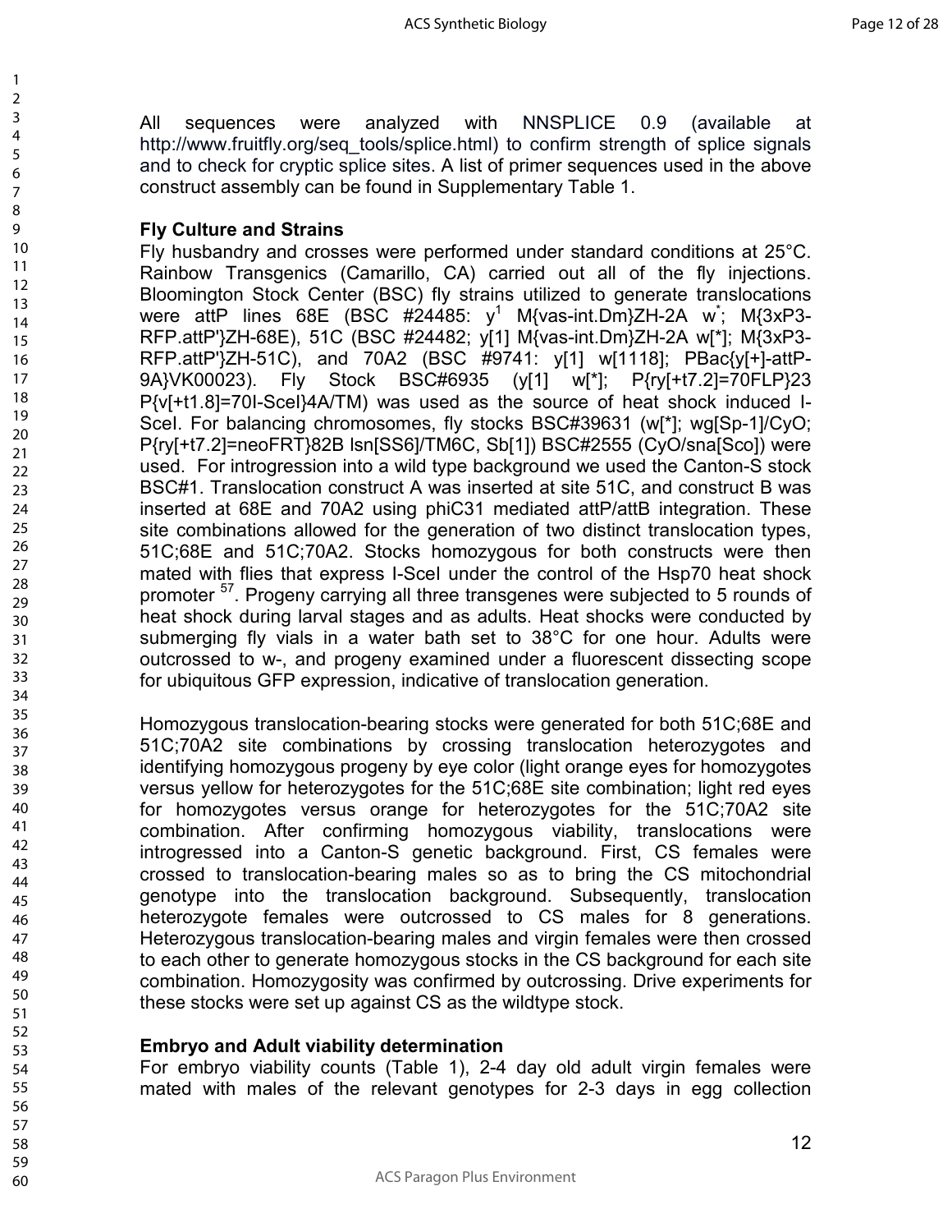All sequences were analyzed with NNSPLICE 0.9 (available at http://www.fruitfly.org/seq_tools/splice.html) to confirm strength of splice signals and to check for cryptic splice sites. A list of primer sequences used in the above construct assembly can be found in Supplementary Table 1.

**Fly Culture and Strains**

Fly husbandry and crosses were performed under standard conditions at 25°C. Rainbow Transgenics (Camarillo, CA) carried out all of the fly injections. Bloomington Stock Center (BSC) fly strains utilized to generate translocations were attP lines 68E (BSC #24485: $y^1$ M{vas-int.Dm}ZH-2A $w^*$; M{3xP3-RFP.attP'}ZH-68E), 51C (BSC #24482; y[1] M{vas-int.Dm}ZH-2A w[*]; M{3xP3-RFP.attP'}ZH-51C), and 70A2 (BSC #9741: y[1] w[1118]; PBac{y[+]-attP-9A}VK00023). Fly Stock BSC#6935 (y[1] w[*]; P{ry[+t7.2]=70FLP}23 P{v[+t1.8]=70I-SceI}4A/TM) was used as the source of heat shock induced I-SceI. For balancing chromosomes, fly stocks BSC#39631 (w[*]; wg[Sp-1]/CyO; P{ry[+t7.2]=neoFRT}82B lsn[SS6]/TM6C, Sb[1]) BSC#2555 (CyO/sna[Sco]) were used. For introgression into a wild type background we used the Canton-S stock BSC#1. Translocation construct A was inserted at site 51C, and construct B was inserted at 68E and 70A2 using phiC31 mediated attP/attB integration. These site combinations allowed for the generation of two distinct translocation types, 51C;68E and 51C;70A2. Stocks homozygous for both constructs were then mated with flies that express I-SceI under the control of the Hsp70 heat shock promoter [57]. Progeny carrying all three transgenes were subjected to 5 rounds of heat shock during larval stages and as adults. Heat shocks were conducted by submerging fly vials in a water bath set to 38°C for one hour. Adults were outcrossed to w-, and progeny examined under a fluorescent dissecting scope for ubiquitous GFP expression, indicative of translocation generation.

Homozygous translocation-bearing stocks were generated for both 51C;68E and 51C;70A2 site combinations by crossing translocation heterozygotes and identifying homozygous progeny by eye color (light orange eyes for homozygotes versus yellow for heterozygotes for the 51C;68E site combination; light red eyes for homozygotes versus orange for heterozygotes for the 51C;70A2 site combination. After confirming homozygous viability, translocations were introgressed into a Canton-S genetic background. First, CS females were crossed to translocation-bearing males so as to bring the CS mitochondrial genotype into the translocation background. Subsequently, translocation heterozygote females were outcrossed to CS males for 8 generations. Heterozygous translocation-bearing males and virgin females were then crossed to each other to generate homozygous stocks in the CS background for each site combination. Homozygosity was confirmed by outcrossing. Drive experiments for these stocks were set up against CS as the wildtype stock.

**Embryo and Adult viability determination**

For embryo viability counts (Table 1), 2-4 day old adult virgin females were mated with males of the relevant genotypes for 2-3 days in egg collection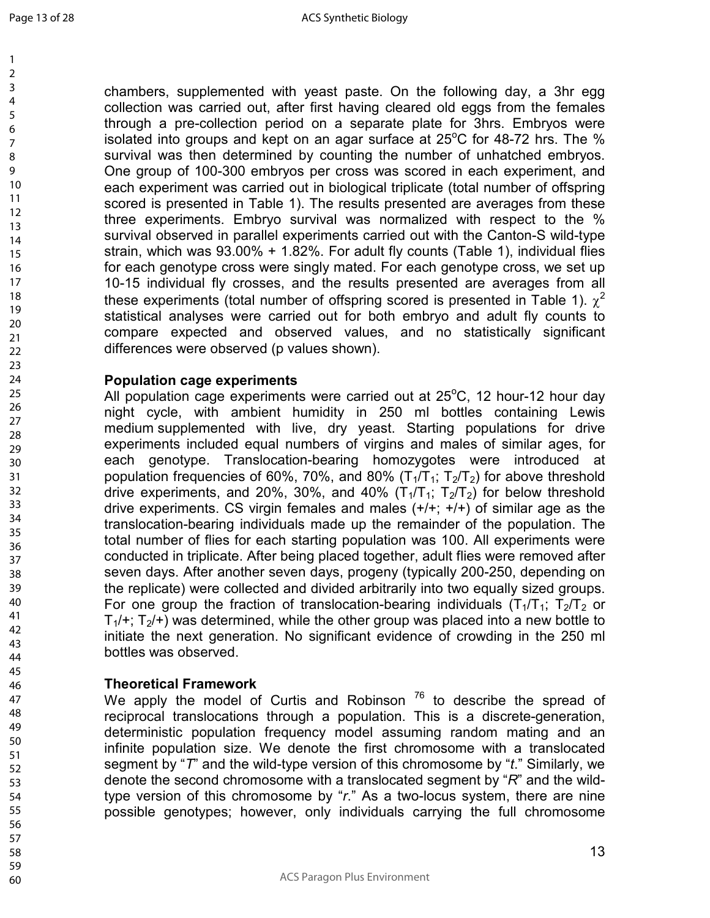chambers, supplemented with yeast paste. On the following day, a 3hr egg collection was carried out, after first having cleared old eggs from the females through a pre-collection period on a separate plate for 3hrs. Embryos were isolated into groups and kept on an agar surface at 25°C for 48-72 hrs. The % survival was then determined by counting the number of unhatched embryos. One group of 100-300 embryos per cross was scored in each experiment, and each experiment was carried out in biological triplicate (total number of offspring scored is presented in Table 1). The results presented are averages from these three experiments. Embryo survival was normalized with respect to the % survival observed in parallel experiments carried out with the Canton-S wild-type strain, which was 93.00% + 1.82%. For adult fly counts (Table 1), individual flies for each genotype cross were singly mated. For each genotype cross, we set up 10-15 individual fly crosses, and the results presented are averages from all these experiments (total number of offspring scored is presented in Table 1). $\chi^2$ statistical analyses were carried out for both embryo and adult fly counts to compare expected and observed values, and no statistically significant differences were observed (p values shown).

**Population cage experiments**

All population cage experiments were carried out at 25°C, 12 hour-12 hour day night cycle, with ambient humidity in 250 ml bottles containing Lewis medium supplemented with live, dry yeast. Starting populations for drive experiments included equal numbers of virgins and males of similar ages, for each genotype. Translocation-bearing homozygotes were introduced at population frequencies of 60%, 70%, and 80% ($T_1/T_1$; $T_2/T_2$) for above threshold drive experiments, and 20%, 30%, and 40% ($T_1/T_1$; $T_2/T_2$) for below threshold drive experiments. CS virgin females and males (+/+; +/+) of similar age as the translocation-bearing individuals made up the remainder of the population. The total number of flies for each starting population was 100. All experiments were conducted in triplicate. After being placed together, adult flies were removed after seven days. After another seven days, progeny (typically 200-250, depending on the replicate) were collected and divided arbitrarily into two equally sized groups. For one group the fraction of translocation-bearing individuals ($T_1/T_1$; $T_2/T_2$ or $T_1/+$; $T_2/+$) was determined, while the other group was placed into a new bottle to initiate the next generation. No significant evidence of crowding in the 250 ml bottles was observed.

**Theoretical Framework**

We apply the model of Curtis and Robinson [76] to describe the spread of reciprocal translocations through a population. This is a discrete-generation, deterministic population frequency model assuming random mating and an infinite population size. We denote the first chromosome with a translocated segment by "*T*" and the wild-type version of this chromosome by "*t*." Similarly, we denote the second chromosome with a translocated segment by "*R*" and the wild-type version of this chromosome by "*r*." As a two-locus system, there are nine possible genotypes; however, only individuals carrying the full chromosome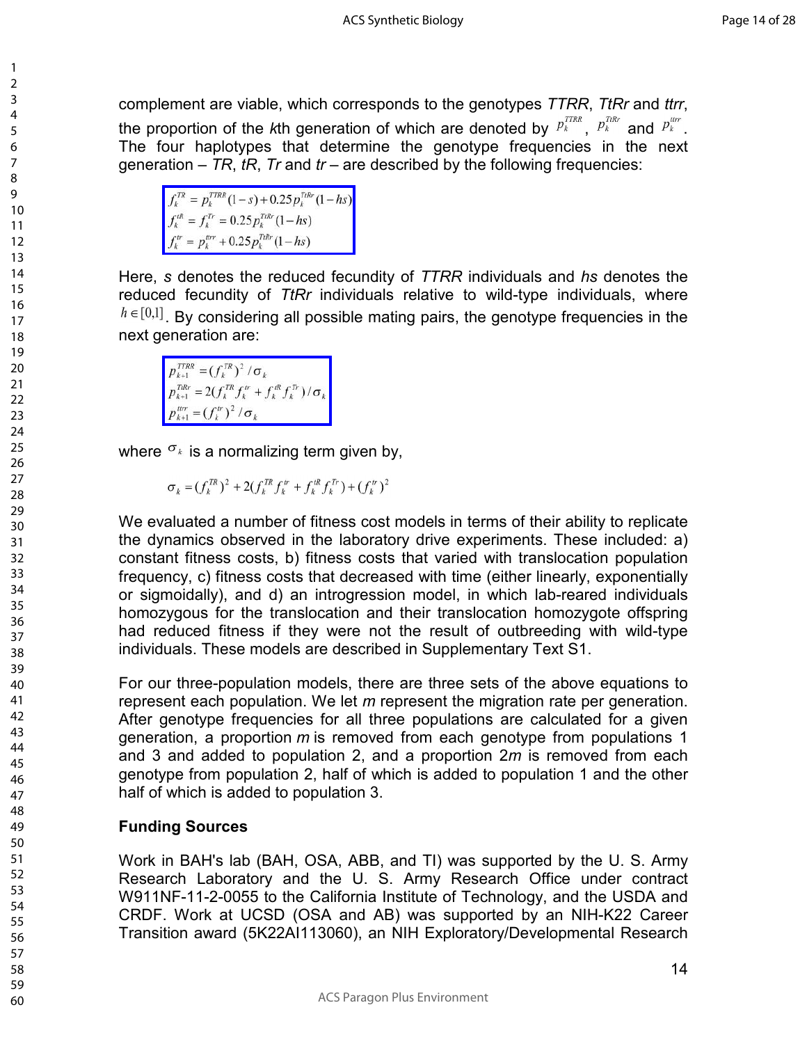complement are viable, which corresponds to the genotypes *TTRR*, *TtRr* and *ttrr*, the proportion of the *k*th generation of which are denoted by $p_k^{TTRR}$, $p_k^{TtRr}$ and $p_k^{ttrr}$. The four haplotypes that determine the genotype frequencies in the next generation – *TR*, *tR*, *Tr* and *tr* – are described by the following frequencies:

$$
\begin{aligned}
f_k^{TR} &= p_k^{TTRR}(1-s) + 0.25 p_k^{TtRr}(1-hs) \\
f_k^{tR} &= f_k^{Tr} = 0.25 p_k^{TtRr}(1-hs) \\
f_k^{tr} &= p_k^{ttrr} + 0.25 p_k^{TtRr}(1-hs)
\end{aligned}
$$

Here, *s* denotes the reduced fecundity of *TTRR* individuals and *hs* denotes the reduced fecundity of *TtRr* individuals relative to wild-type individuals, where $h \in [0,1]$. By considering all possible mating pairs, the genotype frequencies in the next generation are:

$$
\begin{aligned}
p_{k+1}^{TTRR} &= (f_k^{TR})^2 / \sigma_k \\
p_{k+1}^{TtRr} &= 2(f_k^{TR} f_k^{tr} + f_k^{tR} f_k^{Tr}) / \sigma_k \\
p_{k+1}^{ttrr} &= (f_k^{tr})^2 / \sigma_k
\end{aligned}
$$

where $\sigma_k$ is a normalizing term given by,

$$
\sigma_k = (f_k^{TR})^2 + 2(f_k^{TR} f_k^{tr} + f_k^{tR} f_k^{Tr}) + (f_k^{tr})^2
$$

We evaluated a number of fitness cost models in terms of their ability to replicate the dynamics observed in the laboratory drive experiments. These included: a) constant fitness costs, b) fitness costs that varied with translocation population frequency, c) fitness costs that decreased with time (either linearly, exponentially or sigmoidally), and d) an introgression model, in which lab-reared individuals homozygous for the translocation and their translocation homozygote offspring had reduced fitness if they were not the result of outbreeding with wild-type individuals. These models are described in Supplementary Text S1.

For our three-population models, there are three sets of the above equations to represent each population. We let *m* represent the migration rate per generation. After genotype frequencies for all three populations are calculated for a given generation, a proportion *m* is removed from each genotype from populations 1 and 3 and added to population 2, and a proportion 2*m* is removed from each genotype from population 2, half of which is added to population 1 and the other half of which is added to population 3.

### Funding Sources

Work in BAH's lab (BAH, OSA, ABB, and TI) was supported by the U. S. Army Research Laboratory and the U. S. Army Research Office under contract W911NF-11-2-0055 to the California Institute of Technology, and the USDA and CRDF. Work at UCSD (OSA and AB) was supported by an NIH-K22 Career Transition award (5K22AI113060), an NIH Exploratory/Developmental Research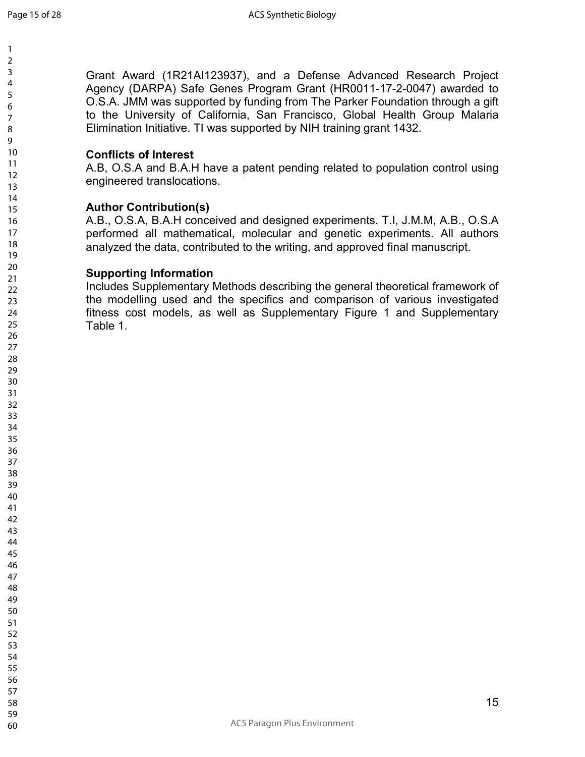Grant Award (1R21AI123937), and a Defense Advanced Research Project Agency (DARPA) Safe Genes Program Grant (HR0011-17-2-0047) awarded to O.S.A. JMM was supported by funding from The Parker Foundation through a gift to the University of California, San Francisco, Global Health Group Malaria Elimination Initiative. TI was supported by NIH training grant 1432.

**Conflicts of Interest**

A.B, O.S.A and B.A.H have a patent pending related to population control using engineered translocations.

**Author Contribution(s)**

A.B., O.S.A, B.A.H conceived and designed experiments. T.I, J.M.M, A.B., O.S.A performed all mathematical, molecular and genetic experiments. All authors analyzed the data, contributed to the writing, and approved final manuscript.

**Supporting Information**

Includes Supplementary Methods describing the general theoretical framework of the modelling used and the specifics and comparison of various investigated fitness cost models, as well as Supplementary Figure 1 and Supplementary Table 1.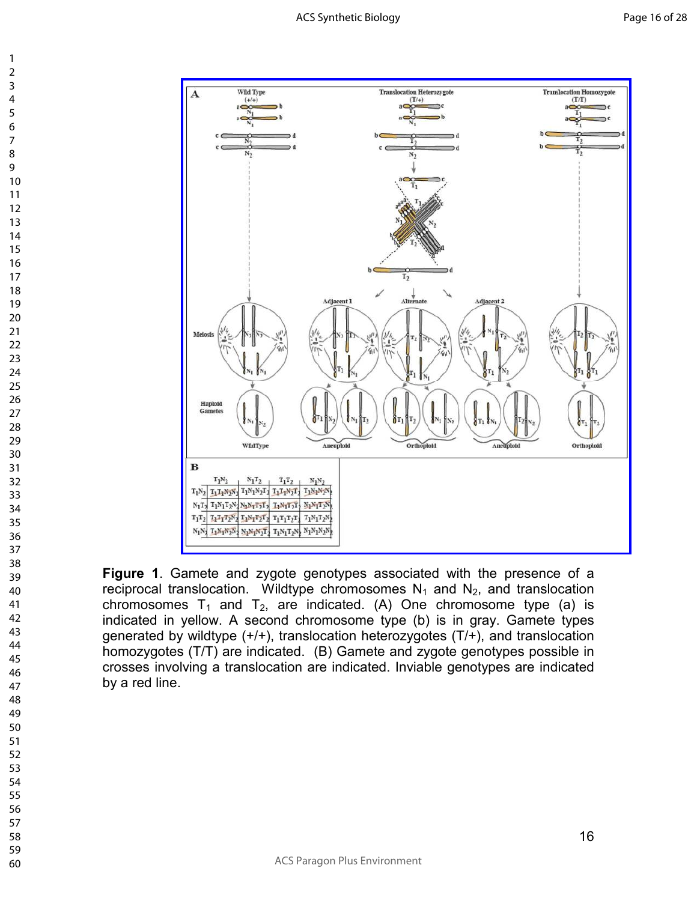**Figure 1**. Gamete and zygote genotypes associated with the presence of a reciprocal translocation. Wildtype chromosomes $N_1$ and $N_2$, and translocation chromosomes $T_1$ and $T_2$, are indicated. (A) One chromosome type (a) is indicated in yellow. A second chromosome type (b) is in gray. Gamete types generated by wildtype (+/+), translocation heterozygotes (T/+), and translocation homozygotes (T/T) are indicated. (B) Gamete and zygote genotypes possible in crosses involving a translocation are indicated. Inviable genotypes are indicated by a red line.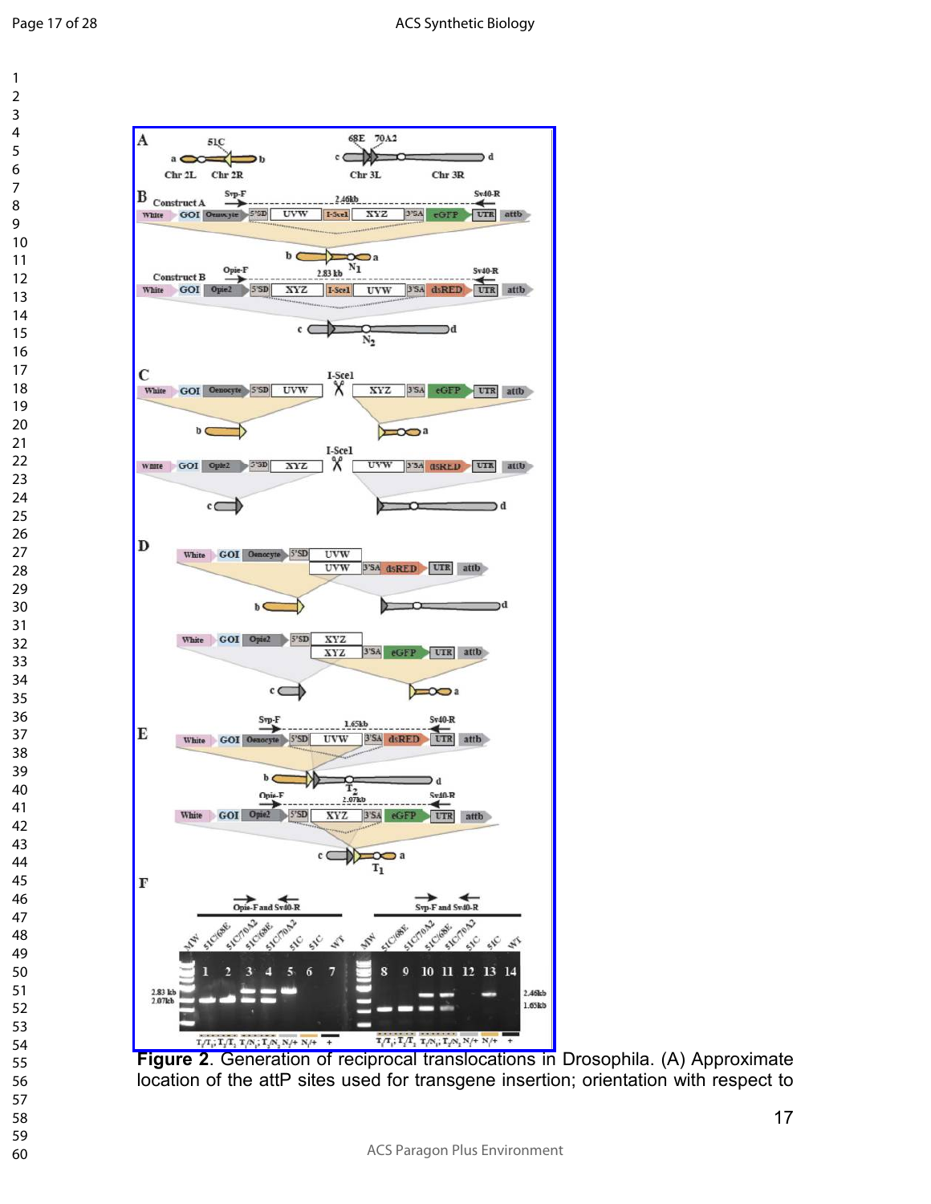**Figure 2**. Generation of reciprocal translocations in Drosophila. (A) Approximate location of the attP sites used for transgene insertion; orientation with respect to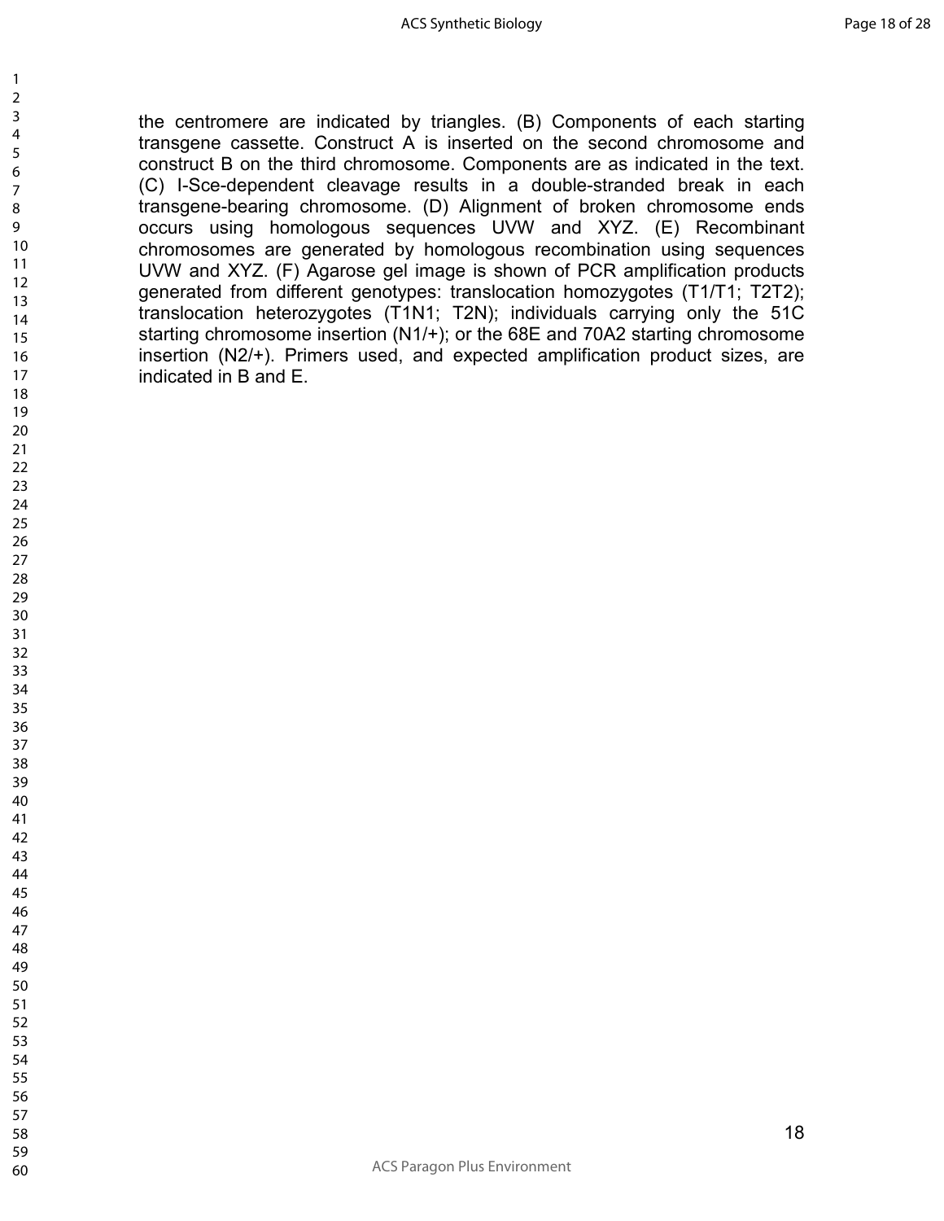the centromere are indicated by triangles. (B) Components of each starting transgene cassette. Construct A is inserted on the second chromosome and construct B on the third chromosome. Components are as indicated in the text. (C) I-Sce-dependent cleavage results in a double-stranded break in each transgene-bearing chromosome. (D) Alignment of broken chromosome ends occurs using homologous sequences UVW and XYZ. (E) Recombinant chromosomes are generated by homologous recombination using sequences UVW and XYZ. (F) Agarose gel image is shown of PCR amplification products generated from different genotypes: translocation homozygotes (T1/T1; T2T2); translocation heterozygotes (T1N1; T2N); individuals carrying only the 51C starting chromosome insertion (N1/+); or the 68E and 70A2 starting chromosome insertion (N2/+). Primers used, and expected amplification product sizes, are indicated in B and E.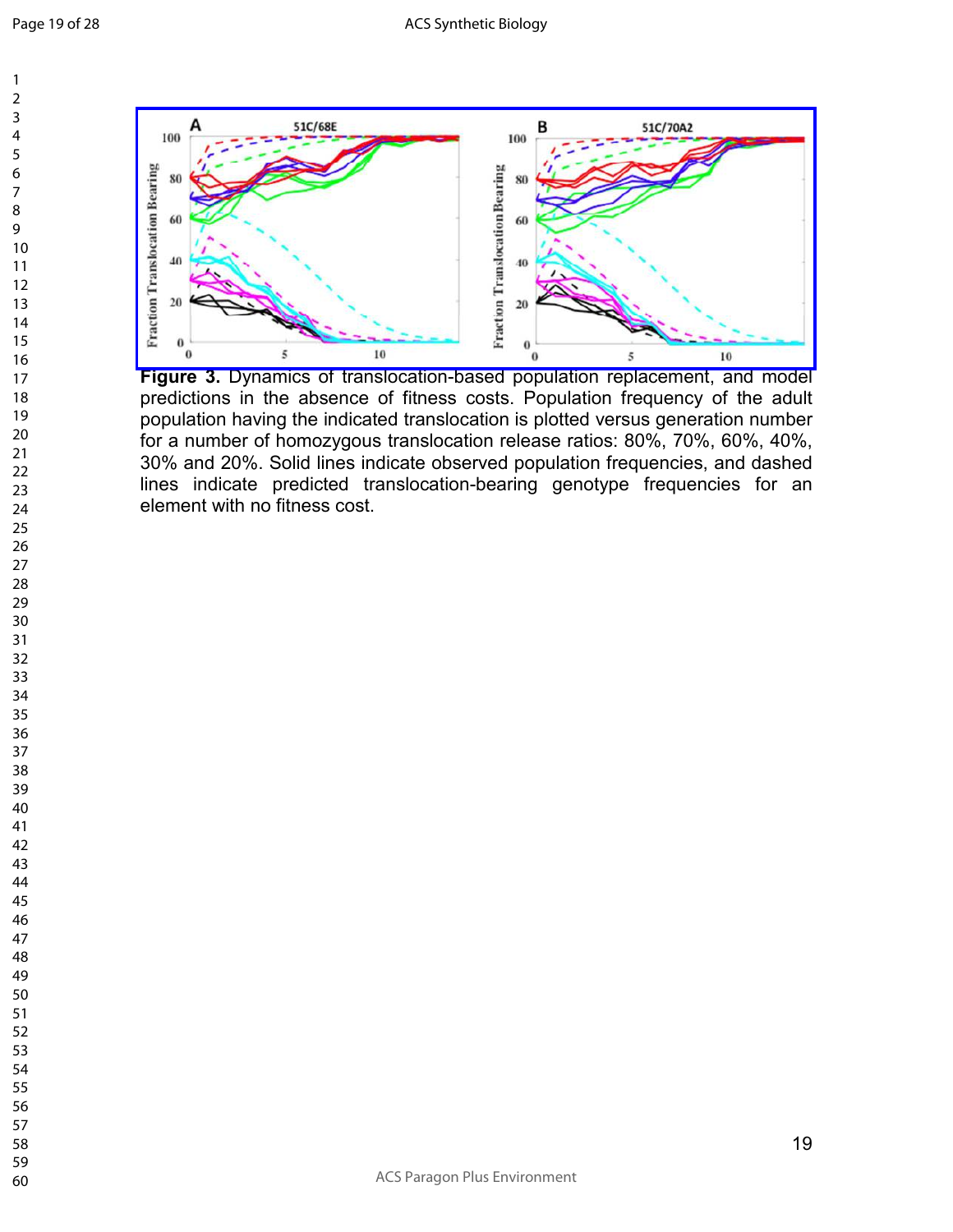**Figure 3.** Dynamics of translocation-based population replacement, and model predictions in the absence of fitness costs. Population frequency of the adult population having the indicated translocation is plotted versus generation number for a number of homozygous translocation release ratios: 80%, 70%, 60%, 40%, 30% and 20%. Solid lines indicate observed population frequencies, and dashed lines indicate predicted translocation-bearing genotype frequencies for an element with no fitness cost.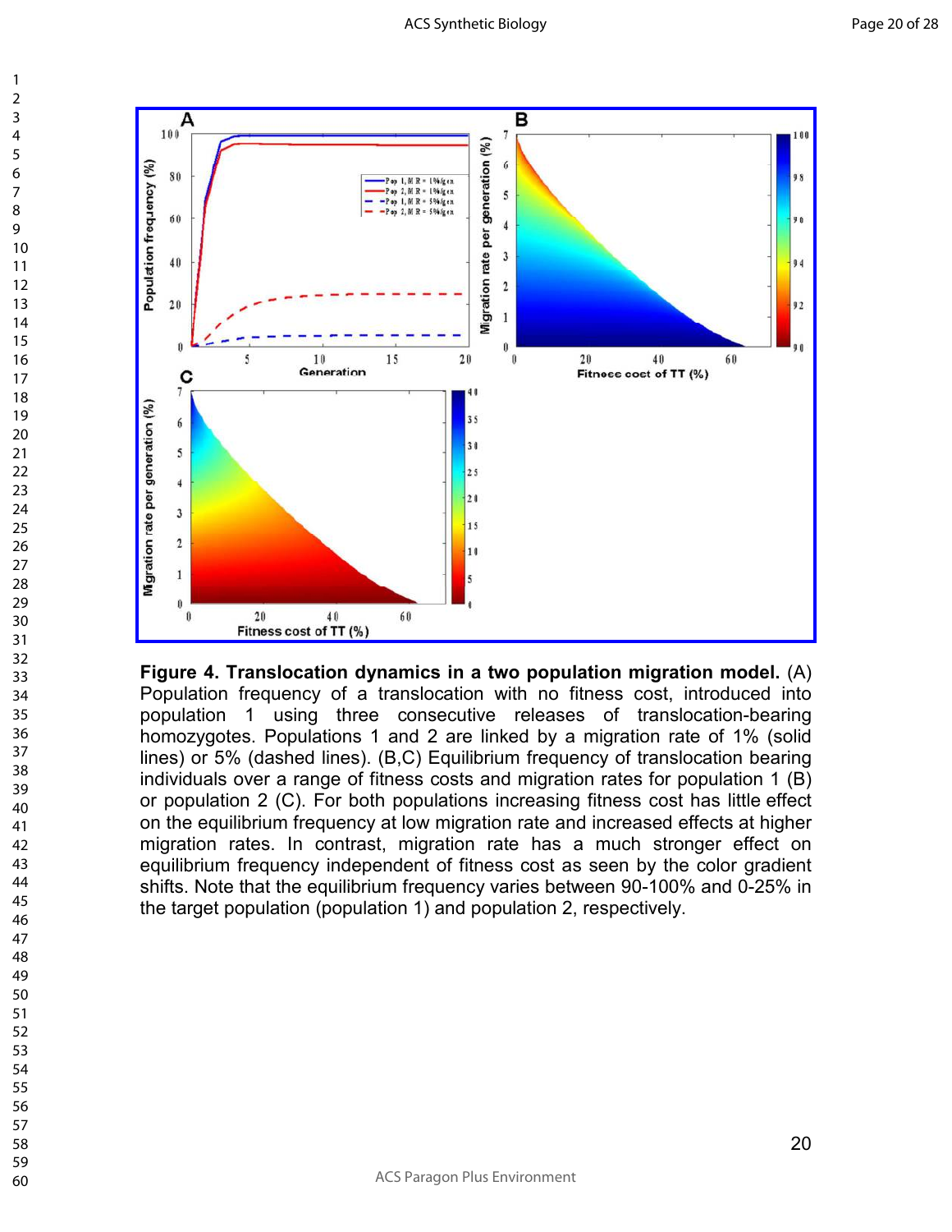**Figure 4. Translocation dynamics in a two population migration model.** (A) Population frequency of a translocation with no fitness cost, introduced into population 1 using three consecutive releases of translocation-bearing homozygotes. Populations 1 and 2 are linked by a migration rate of 1% (solid lines) or 5% (dashed lines). (B,C) Equilibrium frequency of translocation bearing individuals over a range of fitness costs and migration rates for population 1 (B) or population 2 (C). For both populations increasing fitness cost has little effect on the equilibrium frequency at low migration rate and increased effects at higher migration rates. In contrast, migration rate has a much stronger effect on equilibrium frequency independent of fitness cost as seen by the color gradient shifts. Note that the equilibrium frequency varies between 90-100% and 0-25% in the target population (population 1) and population 2, respectively.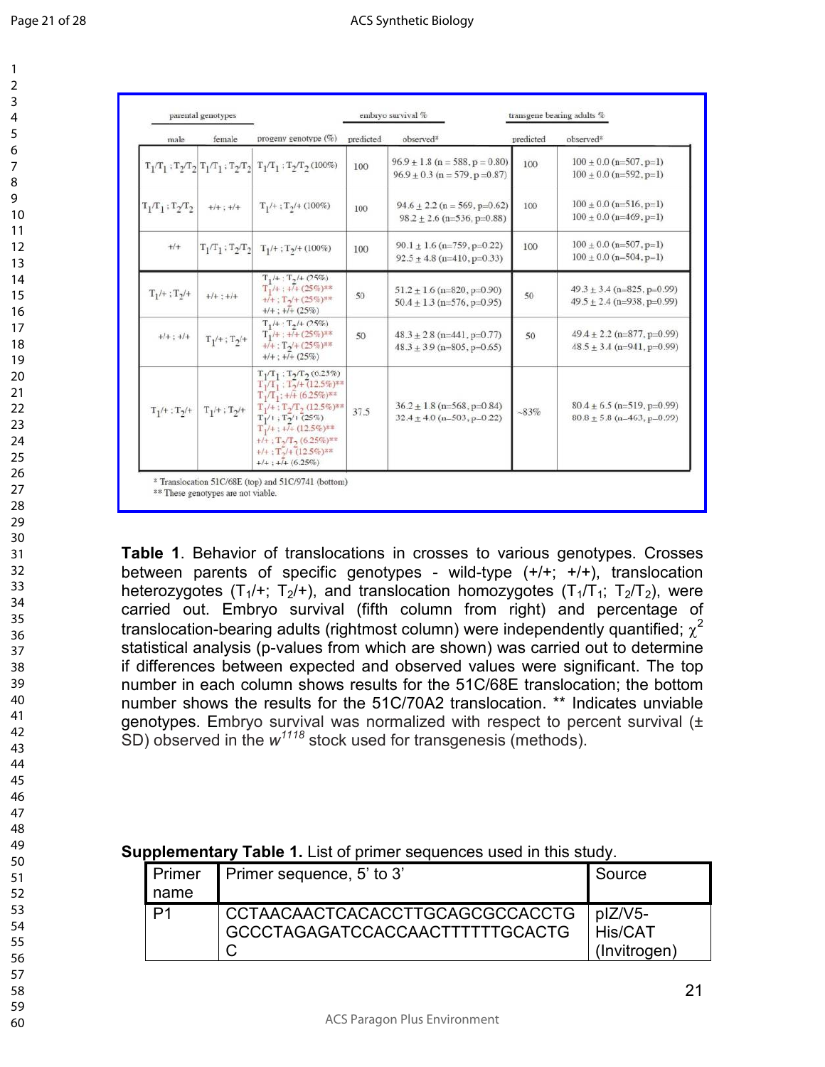| parental genotypes | | | embryo survival % | | transgene bearing adults % | |
|---|---|---|---|---|---|---|
| male | female | progeny genotype (%) | predicted | observed* | predicted | observed* |
| $T_1/T_1$ ; $T_2/T_2$ | $T_1/T_1$ ; $T_2/T_2$ | $T_1/T_1$ ; $T_2/T_2$ (100%) | 100 | 96.9 ± 1.8 (n = 588, p = 0.80)<br>96.9 ± 0.3 (n = 579, p=0.87) | 100 | 100 ± 0.0 (n=507, p=1)<br>100 ± 0.0 (n=592, p=1) |
| $T_1/T_1$ ; $T_2/T_2$ | +/+ ; +/+ | $T_1$/+ ; $T_2$/+ (100%) | 100 | 94.6 ± 2.2 (n = 569, p=0.62)<br>98.2 ± 2.6 (n=536, p=0.88) | 100 | 100 ± 0.0 (n=516, p=1)<br>100 ± 0.0 (n=469, p=1) |
| +/+ | $T_1/T_1$ ; $T_2/T_2$ | $T_1$/+ ; $T_2$/+ (100%) | 100 | 90.1 ± 1.6 (n=759, p=0.22)<br>92.5 ± 4.8 (n=410, p=0.33) | 100 | 100 ± 0.0 (n=507, p=1)<br>100 ± 0.0 (n=504, p=1) |
| $T_1$/+ ; $T_2$/+ | +/+ ; +/+ | $T_1$/+ ; $T_2$/+ (25%)<br>$T_1$/+ ; +/+ (25%)**<br>+/+ ; $T_2$/+ (25%)**<br>+/+ ; +/+ (25%) | 50 | 51.2 ± 1.6 (n=820, p=0.90)<br>50.4 ± 1.3 (n=576, p=0.95) | 50 | 49.3 ± 3.4 (n=825, p=0.99)<br>49.5 ± 2.4 (n=938, p=0.99) |
| +/+ ; +/+ | $T_1$/+ ; $T_2$/+ | $T_1$/+ ; $T_2$/+ (25%)<br>$T_1$/+ ; +/+ (25%)**<br>+/+ ; $T_2$/+ (25%)**<br>+/+ ; +/+ (25%) | 50 | 48.3 ± 2.8 (n=441, p=0.77)<br>48.3 ± 3.9 (n=805, p=0.65) | 50 | 49.4 ± 2.2 (n=877, p=0.99)<br>48.5 ± 3.4 (n=941, p=0.99) |
| $T_1$/+ ; $T_2$/+ | $T_1$/+ ; $T_2$/+ | $T_1/T_1$ ; $T_2/T_2$ (6.25%)<br>$T_1/T_1$ ; $T_2$/+ (12.5%)**<br>$T_1/T_1$ ; +/+ (6.25%)**<br>$T_1$/+ ; $T_2/T_2$ (12.5%)**<br>$T_1$/+ ; $T_2$/+ (25%)<br>$T_1$/+ ; +/+ (12.5%)**<br>+/+ ; $T_2/T_2$ (6.25%)**<br>+/+ ; $T_2$/+ (12.5%)**<br>+/+ ; +/+ (6.25%) | 37.5 | 36.2 ± 1.8 (n=568, p=0.84)<br>32.4 ± 4.0 (n=503, p=0.22) | ~83% | 80.4 ± 6.5 (n=519, p=0.99)<br>80.8 ± 5.8 (n=463, p=0.99) |

\* Translocation 51C/68E (top) and 51C/9741 (bottom)
** These genotypes are not viable.

**Table 1**. Behavior of translocations in crosses to various genotypes. Crosses between parents of specific genotypes - wild-type (+/+; +/+), translocation heterozygotes ($T_1$/+; $T_2$/+), and translocation homozygotes ($T_1/T_1$; $T_2/T_2$), were carried out. Embryo survival (fifth column from right) and percentage of translocation-bearing adults (rightmost column) were independently quantified; $\chi^2$ statistical analysis (p-values from which are shown) was carried out to determine if differences between expected and observed values were significant. The top number in each column shows results for the 51C/68E translocation; the bottom number shows the results for the 51C/70A2 translocation. ** Indicates unviable genotypes. Embryo survival was normalized with respect to percent survival (± SD) observed in the $w^{1118}$ stock used for transgenesis (methods).

**Supplementary Table 1.** List of primer sequences used in this study.

| Primer name | Primer sequence, 5' to 3' | Source |
|---|---|---|
| P1 | CCTAACAACTCACACCTTGCAGCGCCACCTGGCCCTAGAGATCCACCAACTTTTTTGCACTGC | pIZ/V5-His/CAT (Invitrogen) |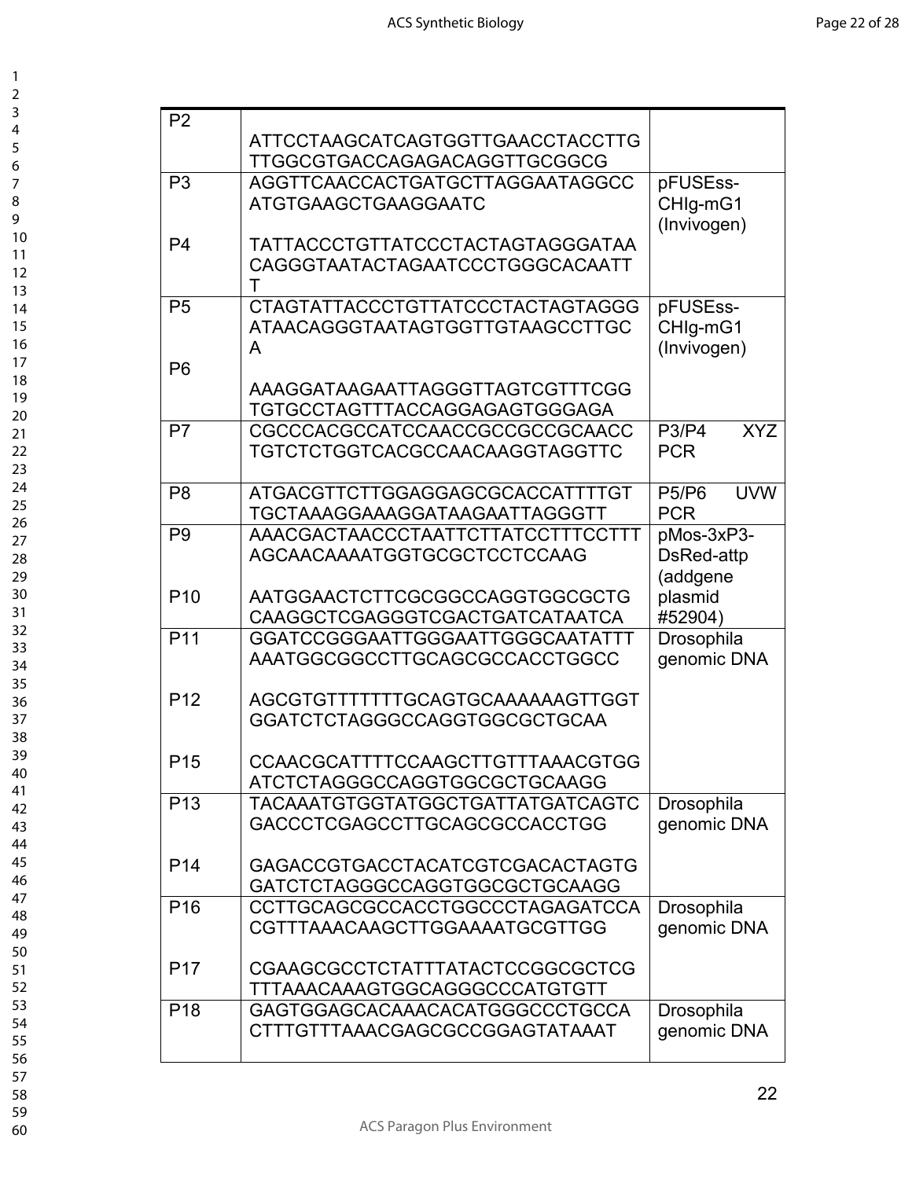| | | |
|---|---|---|
| P2 | ATTCCTAAGCATCAGTGGTTGAACCTACCTTGTTGGCGTGACCAGAGACAGGTTGCGGCG | |
| P3<br><br>P4 | AGGTTCAACCACTGATGCTTAGGAATAGGCCATGTGAAGCTGAAGGAATC<br><br>TATTACCCTGTTATCCCTACTAGTAGGGATAACAGGGTAATACTAGAATCCCTGGGCACAATTT | pFUSEss-CHIg-mG1 (Invivogen) |
| P5<br><br>P6 | CTAGTATTACCCTGTTATCCCTACTAGTAGGGATAACAGGGTAATAGTGGTTGTAAGCCTTGCA<br><br>AAAGGATAAGAATTAGGGTTAGTCGTTTCGGTGTGCCTAGTTTACCAGGAGAGTGGGAGA | pFUSEss-CHIg-mG1 (Invivogen) |
| P7 | CGCCCACGCCATCCAACCGCCGCCGCAACCTGTCTCTGGTCACGCCAACAAGGTAGGTTC | P3/P4 XYZ PCR |
| P8 | ATGACGTTCTTGGAGGAGCGCACCATTTTGTTGCTAAAGGAAAGGATAAGAATTAGGGTT | P5/P6 UVW PCR |
| P9<br><br>P10 | AAACGACTAACCCTAATTCTTATCCTTTCCTTTAGCAACAAAATGGTGCGCTCCTCCAAG<br><br>AATGGAACTCTTCGCGGCCAGGTGGCGCTGCAAGGCTCGAGGGTCGACTGATCATAATCA | pMos-3xP3-DsRed-attp (addgene plasmid #52904) |
| P11<br><br>P12<br><br>P15 | GGATCCGGGAATTGGGAATTGGGCAATATTTAAATGGCGGCCTTGCAGCGCCACCTGGCC<br><br>AGCGTGTTTTTTTGCAGTGCAAAAAAGTTGGTGGATCTCTAGGGCCAGGTGGCGCTGCAA<br><br>CCAACGCATTTTCCAAGCTTGTTTAAACGTGGATCTCTAGGGCCAGGTGGCGCTGCAAGG | Drosophila genomic DNA |
| P13<br><br>P14 | TACAAATGTGGTATGGCTGATTATGATCAGTCGACCCTCGAGCCTTGCAGCGCCACCTGG<br><br>GAGACCGTGACCTACATCGTCGACACTAGTGGATCTCTAGGGCCAGGTGGCGCTGCAAGG | Drosophila genomic DNA |
| P16<br><br>P17 | CCTTGCAGCGCCACCTGGCCCTAGAGATCCACGTTTAAACAAGCTTGGAAAATGCGTTGG<br><br>CGAAGCGCCTCTATTTATACTCCGGCGCTCGTTTAAACAAAGTGGCAGGGCCCATGTGTT | Drosophila genomic DNA |
| P18 | GAGTGGAGCACAAACACATGGGCCCTGCCACTTTGTTTAAACGAGCGCCGGAGTATAAAT | Drosophila genomic DNA |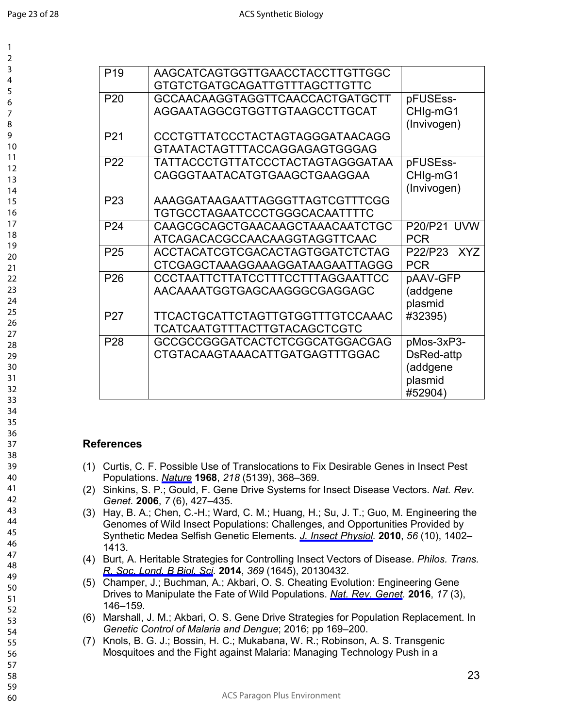| | | |
|---|---|---|
| P19 | AAGCATCAGTGGTTGAACCTACCTTGTTGGC GTGTCTGATGCAGATTGTTTAGCTTGTTC | |
| P20 | GCCAACAAGGTAGGTTCAACCACTGATGCTT AGGAATAGGCGTGGTTGTAAGCCTTGCAT | pFUSEss-CHIg-mG1 (Invivogen) |
| P21 | CCCTGTTATCCCTACTAGTAGGGATAACAGG GTAATACTAGTTTACCAGGAGAGTGGGAG | |
| P22 | TATTACCCTGTTATCCCTACTAGTAGGGATAA CAGGGTAATACATGTGAAGCTGAAGGAA | pFUSEss-CHIg-mG1 (Invivogen) |
| P23 | AAAGGATAAGAATTAGGGTTAGTCGTTTCGG TGTGCCTAGAATCCCTGGGCACAATTTTC | |
| P24 | CAAGCGCAGCTGAACAAGCTAAACAATCTGC ATCAGACACGCCAACAAGGTAGGTTCAAC | P20/P21 UVW PCR |
| P25 | ACCTACATCGTCGACACTAGTGGATCTCTAG CTCGAGCTAAAGGAAAGGATAAGAATTAGGG | P22/P23 XYZ PCR |
| P26 | CCCTAATTCTTATCCTTTCCTTTAGGAATTCC AACAAAATGGTGAGCAAGGGCGAGGAGC | pAAV-GFP (addgene plasmid #32395) |
| P27 | TTCACTGCATTCTAGTTGTGGTTTGTCCAAAC TCATCAATGTTTACTTGTACAGCTCGTC | |
| P28 | GCCGCCGGGATCACTCTCGGCATGGACGAG CTGTACAAGTAAACATTGATGAGTTTGGAC | pMos-3xP3-DsRed-attp (addgene plasmid #52904) |

## References

(1) Curtis, C. F. Possible Use of Translocations to Fix Desirable Genes in Insect Pest Populations. *Nature* **1968**, *218* (5139), 368–369.

(2) Sinkins, S. P.; Gould, F. Gene Drive Systems for Insect Disease Vectors. *Nat. Rev. Genet.* **2006**, *7* (6), 427–435.

(3) Hay, B. A.; Chen, C.-H.; Ward, C. M.; Huang, H.; Su, J. T.; Guo, M. Engineering the Genomes of Wild Insect Populations: Challenges, and Opportunities Provided by Synthetic Medea Selfish Genetic Elements. *J. Insect Physiol.* **2010**, *56* (10), 1402–1413.

(4) Burt, A. Heritable Strategies for Controlling Insect Vectors of Disease. *Philos. Trans. R. Soc. Lond. B Biol. Sci.* **2014**, *369* (1645), 20130432.

(5) Champer, J.; Buchman, A.; Akbari, O. S. Cheating Evolution: Engineering Gene Drives to Manipulate the Fate of Wild Populations. *Nat. Rev. Genet.* **2016**, *17* (3), 146–159.

(6) Marshall, J. M.; Akbari, O. S. Gene Drive Strategies for Population Replacement. In *Genetic Control of Malaria and Dengue*; 2016; pp 169–200.

(7) Knols, B. G. J.; Bossin, H. C.; Mukabana, W. R.; Robinson, A. S. Transgenic Mosquitoes and the Fight against Malaria: Managing Technology Push in a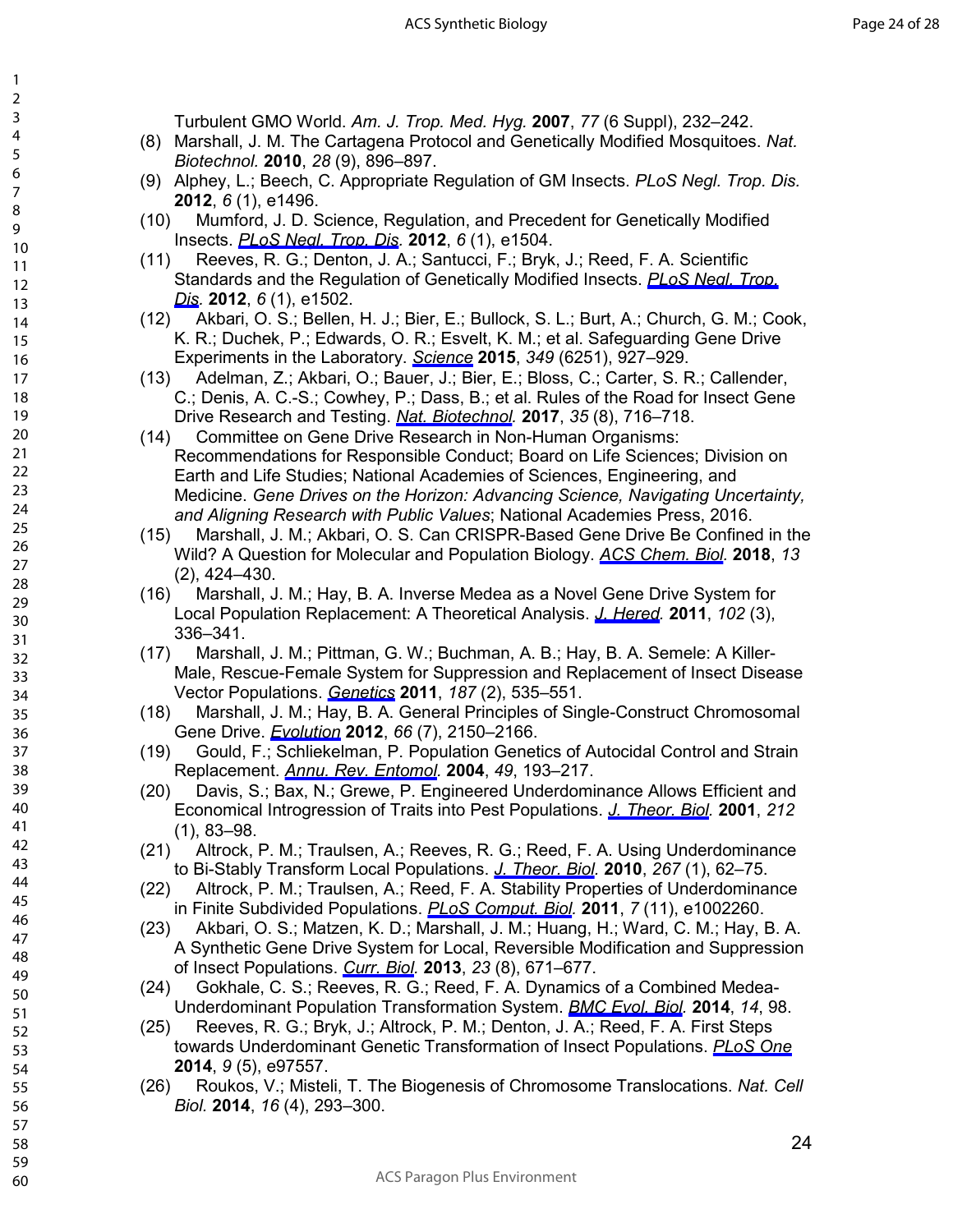Turbulent GMO World. *Am. J. Trop. Med. Hyg.* **2007**, *77* (6 Suppl), 232–242.

(8) Marshall, J. M. The Cartagena Protocol and Genetically Modified Mosquitoes. *Nat. Biotechnol.* **2010**, *28* (9), 896–897.

(9) Alphey, L.; Beech, C. Appropriate Regulation of GM Insects. *PLoS Negl. Trop. Dis.* **2012**, *6* (1), e1496.

(10) Mumford, J. D. Science, Regulation, and Precedent for Genetically Modified Insects. *PLoS Negl. Trop. Dis.* **2012**, *6* (1), e1504.

(11) Reeves, R. G.; Denton, J. A.; Santucci, F.; Bryk, J.; Reed, F. A. Scientific Standards and the Regulation of Genetically Modified Insects. *PLoS Negl. Trop. Dis.* **2012**, *6* (1), e1502.

(12) Akbari, O. S.; Bellen, H. J.; Bier, E.; Bullock, S. L.; Burt, A.; Church, G. M.; Cook, K. R.; Duchek, P.; Edwards, O. R.; Esvelt, K. M.; et al. Safeguarding Gene Drive Experiments in the Laboratory. *Science* **2015**, *349* (6251), 927–929.

(13) Adelman, Z.; Akbari, O.; Bauer, J.; Bier, E.; Bloss, C.; Carter, S. R.; Callender, C.; Denis, A. C.-S.; Cowhey, P.; Dass, B.; et al. Rules of the Road for Insect Gene Drive Research and Testing. *Nat. Biotechnol.* **2017**, *35* (8), 716–718.

(14) Committee on Gene Drive Research in Non-Human Organisms: Recommendations for Responsible Conduct; Board on Life Sciences; Division on Earth and Life Studies; National Academies of Sciences, Engineering, and Medicine. *Gene Drives on the Horizon: Advancing Science, Navigating Uncertainty, and Aligning Research with Public Values*; National Academies Press, 2016.

(15) Marshall, J. M.; Akbari, O. S. Can CRISPR-Based Gene Drive Be Confined in the Wild? A Question for Molecular and Population Biology. *ACS Chem. Biol.* **2018**, *13* (2), 424–430.

(16) Marshall, J. M.; Hay, B. A. Inverse Medea as a Novel Gene Drive System for Local Population Replacement: A Theoretical Analysis. *J. Hered.* **2011**, *102* (3), 336–341.

(17) Marshall, J. M.; Pittman, G. W.; Buchman, A. B.; Hay, B. A. Semele: A Killer-Male, Rescue-Female System for Suppression and Replacement of Insect Disease Vector Populations. *Genetics* **2011**, *187* (2), 535–551.

(18) Marshall, J. M.; Hay, B. A. General Principles of Single-Construct Chromosomal Gene Drive. *Evolution* **2012**, *66* (7), 2150–2166.

(19) Gould, F.; Schliekelman, P. Population Genetics of Autocidal Control and Strain Replacement. *Annu. Rev. Entomol.* **2004**, *49*, 193–217.

(20) Davis, S.; Bax, N.; Grewe, P. Engineered Underdominance Allows Efficient and Economical Introgression of Traits into Pest Populations. *J. Theor. Biol.* **2001**, *212* (1), 83–98.

(21) Altrock, P. M.; Traulsen, A.; Reeves, R. G.; Reed, F. A. Using Underdominance to Bi-Stably Transform Local Populations. *J. Theor. Biol.* **2010**, *267* (1), 62–75.

(22) Altrock, P. M.; Traulsen, A.; Reed, F. A. Stability Properties of Underdominance in Finite Subdivided Populations. *PLoS Comput. Biol.* **2011**, *7* (11), e1002260.

(23) Akbari, O. S.; Matzen, K. D.; Marshall, J. M.; Huang, H.; Ward, C. M.; Hay, B. A. A Synthetic Gene Drive System for Local, Reversible Modification and Suppression of Insect Populations. *Curr. Biol.* **2013**, *23* (8), 671–677.

(24) Gokhale, C. S.; Reeves, R. G.; Reed, F. A. Dynamics of a Combined Medea-Underdominant Population Transformation System. *BMC Evol. Biol.* **2014**, *14*, 98.

(25) Reeves, R. G.; Bryk, J.; Altrock, P. M.; Denton, J. A.; Reed, F. A. First Steps towards Underdominant Genetic Transformation of Insect Populations. *PLoS One* **2014**, *9* (5), e97557.

(26) Roukos, V.; Misteli, T. The Biogenesis of Chromosome Translocations. *Nat. Cell Biol.* **2014**, *16* (4), 293–300.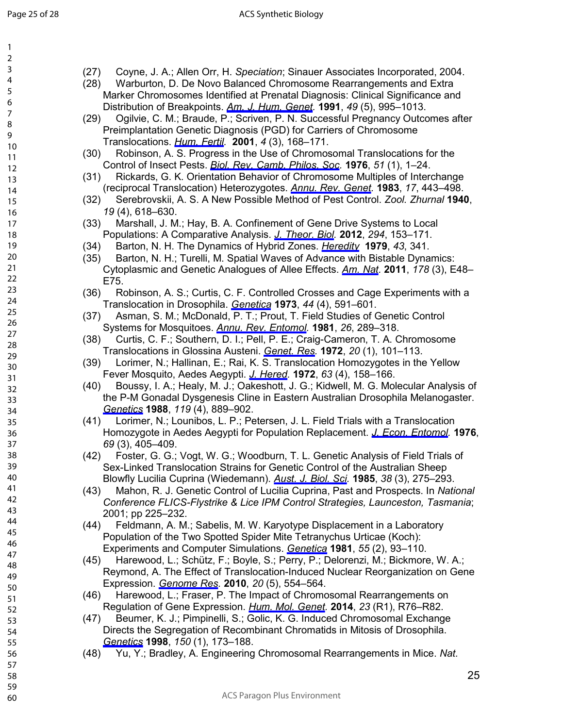(27) Coyne, J. A.; Allen Orr, H. *Speciation*; Sinauer Associates Incorporated, 2004.

(28) Warburton, D. De Novo Balanced Chromosome Rearrangements and Extra Marker Chromosomes Identified at Prenatal Diagnosis: Clinical Significance and Distribution of Breakpoints. *Am. J. Hum. Genet.* **1991**, *49* (5), 995–1013.

(29) Ogilvie, C. M.; Braude, P.; Scriven, P. N. Successful Pregnancy Outcomes after Preimplantation Genetic Diagnosis (PGD) for Carriers of Chromosome Translocations. *Hum. Fertil.* **2001**, *4* (3), 168–171.

(30) Robinson, A. S. Progress in the Use of Chromosomal Translocations for the Control of Insect Pests. *Biol. Rev. Camb. Philos. Soc.* **1976**, *51* (1), 1–24.

(31) Rickards, G. K. Orientation Behavior of Chromosome Multiples of Interchange (reciprocal Translocation) Heterozygotes. *Annu. Rev. Genet.* **1983**, *17*, 443–498.

(32) Serebrovskii, A. S. A New Possible Method of Pest Control. *Zool. Zhurnal* **1940**, *19* (4), 618–630.

(33) Marshall, J. M.; Hay, B. A. Confinement of Gene Drive Systems to Local Populations: A Comparative Analysis. *J. Theor. Biol.* **2012**, *294*, 153–171.

(34) Barton, N. H. The Dynamics of Hybrid Zones. *Heredity* **1979**, *43*, 341.

(35) Barton, N. H.; Turelli, M. Spatial Waves of Advance with Bistable Dynamics: Cytoplasmic and Genetic Analogues of Allee Effects. *Am. Nat.* **2011**, *178* (3), E48–E75.

(36) Robinson, A. S.; Curtis, C. F. Controlled Crosses and Cage Experiments with a Translocation in Drosophila. *Genetica* **1973**, *44* (4), 591–601.

(37) Asman, S. M.; McDonald, P. T.; Prout, T. Field Studies of Genetic Control Systems for Mosquitoes. *Annu. Rev. Entomol.* **1981**, *26*, 289–318.

(38) Curtis, C. F.; Southern, D. I.; Pell, P. E.; Craig-Cameron, T. A. Chromosome Translocations in Glossina Austeni. *Genet. Res.* **1972**, *20* (1), 101–113.

(39) Lorimer, N.; Hallinan, E.; Rai, K. S. Translocation Homozygotes in the Yellow Fever Mosquito, Aedes Aegypti. *J. Hered.* **1972**, *63* (4), 158–166.

(40) Boussy, I. A.; Healy, M. J.; Oakeshott, J. G.; Kidwell, M. G. Molecular Analysis of the P-M Gonadal Dysgenesis Cline in Eastern Australian Drosophila Melanogaster. *Genetics* **1988**, *119* (4), 889–902.

(41) Lorimer, N.; Lounibos, L. P.; Petersen, J. L. Field Trials with a Translocation Homozygote in Aedes Aegypti for Population Replacement. *J. Econ. Entomol.* **1976**, *69* (3), 405–409.

(42) Foster, G. G.; Vogt, W. G.; Woodburn, T. L. Genetic Analysis of Field Trials of Sex-Linked Translocation Strains for Genetic Control of the Australian Sheep Blowfly Lucilia Cuprina (Wiedemann). *Aust. J. Biol. Sci.* **1985**, *38* (3), 275–293.

(43) Mahon, R. J. Genetic Control of Lucilia Cuprina, Past and Prospects. In *National Conference FLICS-Flystrike & Lice IPM Control Strategies, Launceston, Tasmania*; 2001; pp 225–232.

(44) Feldmann, A. M.; Sabelis, M. W. Karyotype Displacement in a Laboratory Population of the Two Spotted Spider Mite Tetranychus Urticae (Koch): Experiments and Computer Simulations. *Genetica* **1981**, *55* (2), 93–110.

(45) Harewood, L.; Schütz, F.; Boyle, S.; Perry, P.; Delorenzi, M.; Bickmore, W. A.; Reymond, A. The Effect of Translocation-Induced Nuclear Reorganization on Gene Expression. *Genome Res.* **2010**, *20* (5), 554–564.

(46) Harewood, L.; Fraser, P. The Impact of Chromosomal Rearrangements on Regulation of Gene Expression. *Hum. Mol. Genet.* **2014**, *23* (R1), R76–R82.

(47) Beumer, K. J.; Pimpinelli, S.; Golic, K. G. Induced Chromosomal Exchange Directs the Segregation of Recombinant Chromatids in Mitosis of Drosophila. *Genetics* **1998**, *150* (1), 173–188.

(48) Yu, Y.; Bradley, A. Engineering Chromosomal Rearrangements in Mice. *Nat.*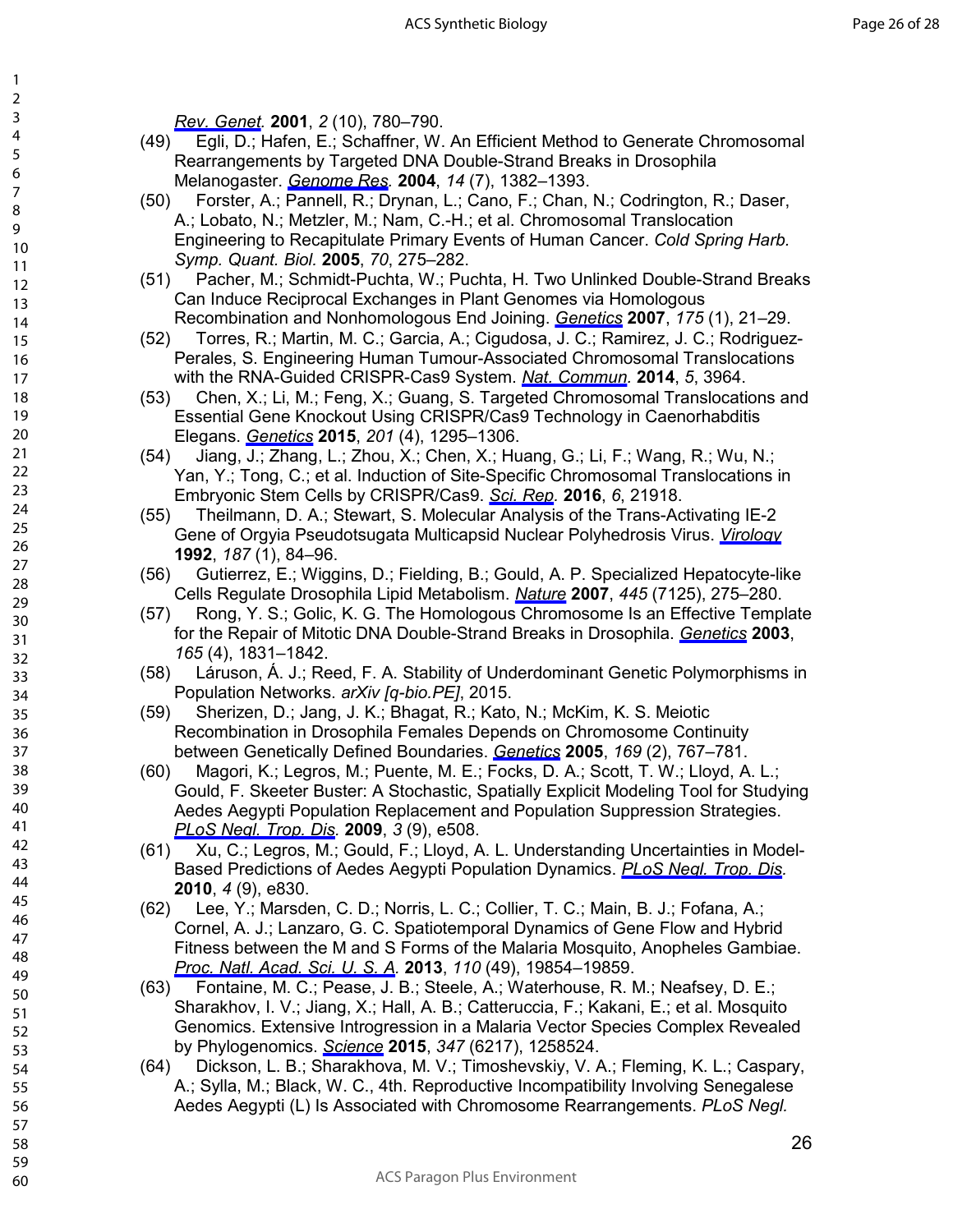*Rev. Genet.* **2001**, *2* (10), 780–790.

(49) Egli, D.; Hafen, E.; Schaffner, W. An Efficient Method to Generate Chromosomal Rearrangements by Targeted DNA Double-Strand Breaks in Drosophila Melanogaster. *Genome Res.* **2004**, *14* (7), 1382–1393.

(50) Forster, A.; Pannell, R.; Drynan, L.; Cano, F.; Chan, N.; Codrington, R.; Daser, A.; Lobato, N.; Metzler, M.; Nam, C.-H.; et al. Chromosomal Translocation Engineering to Recapitulate Primary Events of Human Cancer. *Cold Spring Harb. Symp. Quant. Biol.* **2005**, *70*, 275–282.

(51) Pacher, M.; Schmidt-Puchta, W.; Puchta, H. Two Unlinked Double-Strand Breaks Can Induce Reciprocal Exchanges in Plant Genomes via Homologous Recombination and Nonhomologous End Joining. *Genetics* **2007**, *175* (1), 21–29.

(52) Torres, R.; Martin, M. C.; Garcia, A.; Cigudosa, J. C.; Ramirez, J. C.; Rodriguez-Perales, S. Engineering Human Tumour-Associated Chromosomal Translocations with the RNA-Guided CRISPR-Cas9 System. *Nat. Commun.* **2014**, *5*, 3964.

(53) Chen, X.; Li, M.; Feng, X.; Guang, S. Targeted Chromosomal Translocations and Essential Gene Knockout Using CRISPR/Cas9 Technology in Caenorhabditis Elegans. *Genetics* **2015**, *201* (4), 1295–1306.

(54) Jiang, J.; Zhang, L.; Zhou, X.; Chen, X.; Huang, G.; Li, F.; Wang, R.; Wu, N.; Yan, Y.; Tong, C.; et al. Induction of Site-Specific Chromosomal Translocations in Embryonic Stem Cells by CRISPR/Cas9. *Sci. Rep.* **2016**, *6*, 21918.

(55) Theilmann, D. A.; Stewart, S. Molecular Analysis of the Trans-Activating IE-2 Gene of Orgyia Pseudotsugata Multicapsid Nuclear Polyhedrosis Virus. *Virology* **1992**, *187* (1), 84–96.

(56) Gutierrez, E.; Wiggins, D.; Fielding, B.; Gould, A. P. Specialized Hepatocyte-like Cells Regulate Drosophila Lipid Metabolism. *Nature* **2007**, *445* (7125), 275–280.

(57) Rong, Y. S.; Golic, K. G. The Homologous Chromosome Is an Effective Template for the Repair of Mitotic DNA Double-Strand Breaks in Drosophila. *Genetics* **2003**, *165* (4), 1831–1842.

(58) Láruson, Á. J.; Reed, F. A. Stability of Underdominant Genetic Polymorphisms in Population Networks. *arXiv [q-bio.PE]*, 2015.

(59) Sherizen, D.; Jang, J. K.; Bhagat, R.; Kato, N.; McKim, K. S. Meiotic Recombination in Drosophila Females Depends on Chromosome Continuity between Genetically Defined Boundaries. *Genetics* **2005**, *169* (2), 767–781.

(60) Magori, K.; Legros, M.; Puente, M. E.; Focks, D. A.; Scott, T. W.; Lloyd, A. L.; Gould, F. Skeeter Buster: A Stochastic, Spatially Explicit Modeling Tool for Studying Aedes Aegypti Population Replacement and Population Suppression Strategies. *PLoS Negl. Trop. Dis.* **2009**, *3* (9), e508.

(61) Xu, C.; Legros, M.; Gould, F.; Lloyd, A. L. Understanding Uncertainties in Model-Based Predictions of Aedes Aegypti Population Dynamics. *PLoS Negl. Trop. Dis.* **2010**, *4* (9), e830.

(62) Lee, Y.; Marsden, C. D.; Norris, L. C.; Collier, T. C.; Main, B. J.; Fofana, A.; Cornel, A. J.; Lanzaro, G. C. Spatiotemporal Dynamics of Gene Flow and Hybrid Fitness between the M and S Forms of the Malaria Mosquito, Anopheles Gambiae. *Proc. Natl. Acad. Sci. U. S. A.* **2013**, *110* (49), 19854–19859.

(63) Fontaine, M. C.; Pease, J. B.; Steele, A.; Waterhouse, R. M.; Neafsey, D. E.; Sharakhov, I. V.; Jiang, X.; Hall, A. B.; Catteruccia, F.; Kakani, E.; et al. Mosquito Genomics. Extensive Introgression in a Malaria Vector Species Complex Revealed by Phylogenomics. *Science* **2015**, *347* (6217), 1258524.

(64) Dickson, L. B.; Sharakhova, M. V.; Timoshevskiy, V. A.; Fleming, K. L.; Caspary, A.; Sylla, M.; Black, W. C., 4th. Reproductive Incompatibility Involving Senegalese Aedes Aegypti (L) Is Associated with Chromosome Rearrangements. *PLoS Negl.*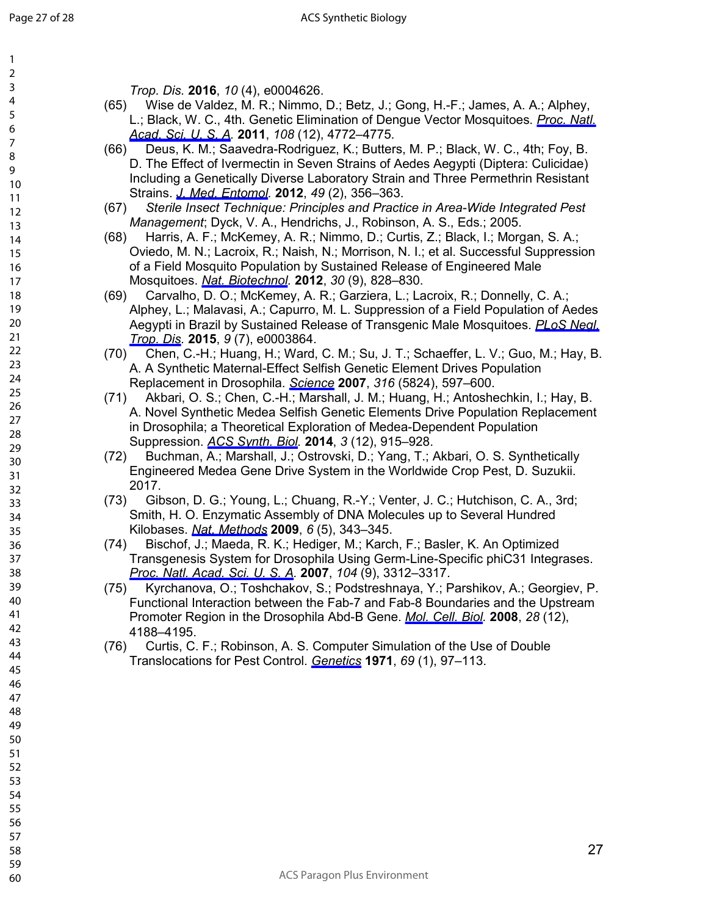*Trop. Dis.* **2016**, *10* (4), e0004626.

(65) Wise de Valdez, M. R.; Nimmo, D.; Betz, J.; Gong, H.-F.; James, A. A.; Alphey, L.; Black, W. C., 4th. Genetic Elimination of Dengue Vector Mosquitoes. *Proc. Natl. Acad. Sci. U. S. A.* **2011**, *108* (12), 4772–4775.

(66) Deus, K. M.; Saavedra-Rodriguez, K.; Butters, M. P.; Black, W. C., 4th; Foy, B. D. The Effect of Ivermectin in Seven Strains of Aedes Aegypti (Diptera: Culicidae) Including a Genetically Diverse Laboratory Strain and Three Permethrin Resistant Strains. *J. Med. Entomol.* **2012**, *49* (2), 356–363.

(67) *Sterile Insect Technique: Principles and Practice in Area-Wide Integrated Pest Management*; Dyck, V. A., Hendrichs, J., Robinson, A. S., Eds.; 2005.

(68) Harris, A. F.; McKemey, A. R.; Nimmo, D.; Curtis, Z.; Black, I.; Morgan, S. A.; Oviedo, M. N.; Lacroix, R.; Naish, N.; Morrison, N. I.; et al. Successful Suppression of a Field Mosquito Population by Sustained Release of Engineered Male Mosquitoes. *Nat. Biotechnol.* **2012**, *30* (9), 828–830.

(69) Carvalho, D. O.; McKemey, A. R.; Garziera, L.; Lacroix, R.; Donnelly, C. A.; Alphey, L.; Malavasi, A.; Capurro, M. L. Suppression of a Field Population of Aedes Aegypti in Brazil by Sustained Release of Transgenic Male Mosquitoes. *PLoS Negl. Trop. Dis.* **2015**, *9* (7), e0003864.

(70) Chen, C.-H.; Huang, H.; Ward, C. M.; Su, J. T.; Schaeffer, L. V.; Guo, M.; Hay, B. A. A Synthetic Maternal-Effect Selfish Genetic Element Drives Population Replacement in Drosophila. *Science* **2007**, *316* (5824), 597–600.

(71) Akbari, O. S.; Chen, C.-H.; Marshall, J. M.; Huang, H.; Antoshechkin, I.; Hay, B. A. Novel Synthetic Medea Selfish Genetic Elements Drive Population Replacement in Drosophila; a Theoretical Exploration of Medea-Dependent Population Suppression. *ACS Synth. Biol.* **2014**, *3* (12), 915–928.

(72) Buchman, A.; Marshall, J.; Ostrovski, D.; Yang, T.; Akbari, O. S. Synthetically Engineered Medea Gene Drive System in the Worldwide Crop Pest, D. Suzukii. 2017.

(73) Gibson, D. G.; Young, L.; Chuang, R.-Y.; Venter, J. C.; Hutchison, C. A., 3rd; Smith, H. O. Enzymatic Assembly of DNA Molecules up to Several Hundred Kilobases. *Nat. Methods* **2009**, *6* (5), 343–345.

(74) Bischof, J.; Maeda, R. K.; Hediger, M.; Karch, F.; Basler, K. An Optimized Transgenesis System for Drosophila Using Germ-Line-Specific phiC31 Integrases. *Proc. Natl. Acad. Sci. U. S. A.* **2007**, *104* (9), 3312–3317.

(75) Kyrchanova, O.; Toshchakov, S.; Podstreshnaya, Y.; Parshikov, A.; Georgiev, P. Functional Interaction between the Fab-7 and Fab-8 Boundaries and the Upstream Promoter Region in the Drosophila Abd-B Gene. *Mol. Cell. Biol.* **2008**, *28* (12), 4188–4195.

(76) Curtis, C. F.; Robinson, A. S. Computer Simulation of the Use of Double Translocations for Pest Control. *Genetics* **1971**, *69* (1), 97–113.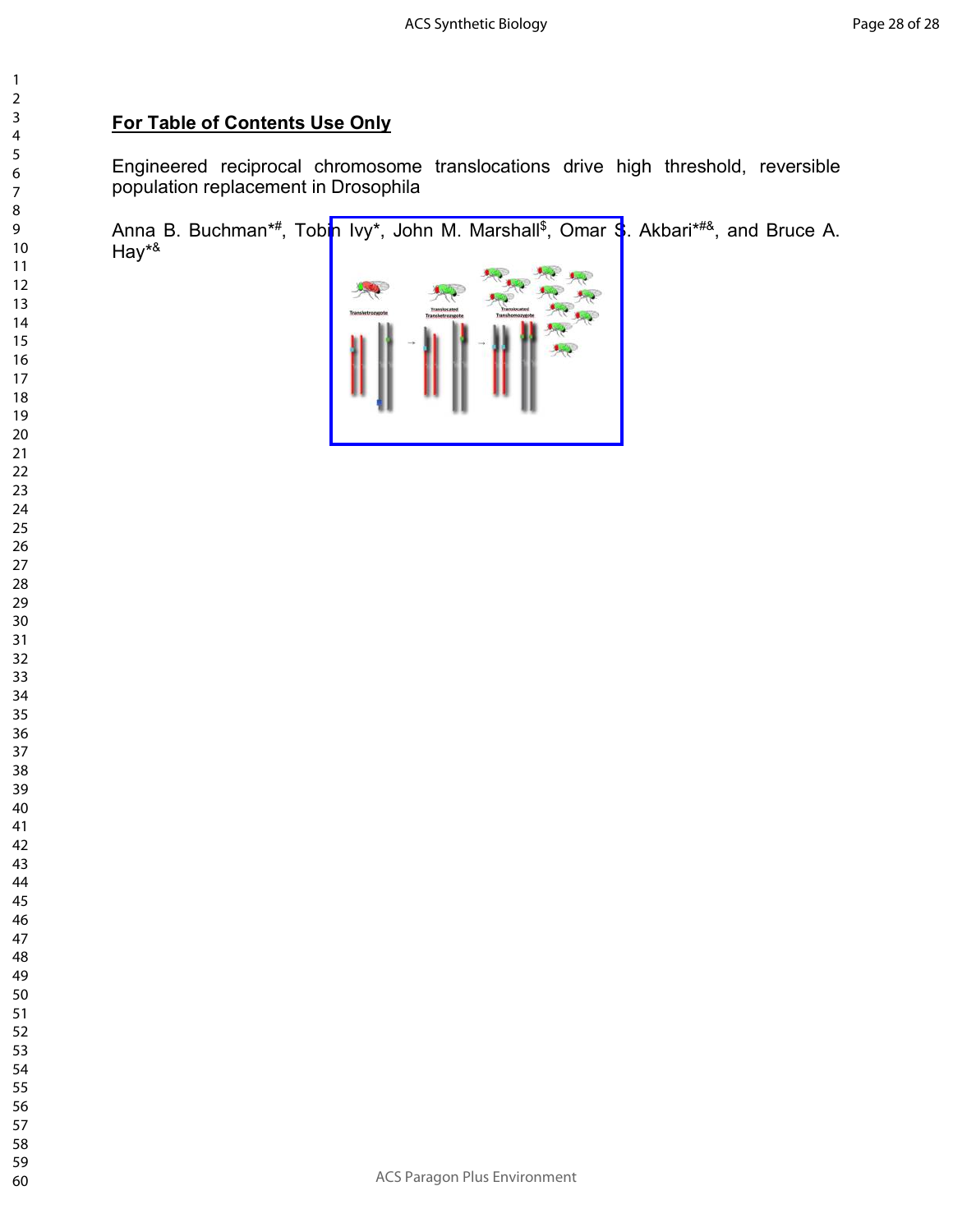## For Table of Contents Use Only

Engineered reciprocal chromosome translocations drive high threshold, reversible population replacement in Drosophila

Anna B. Buchman*#, Tobin Ivy*, John M. Marshall$, Omar S. Akbari*#&, and Bruce A. Hay*&

Transheterozygote

Translocated Transheterozygote

Translocated Transhomozygote